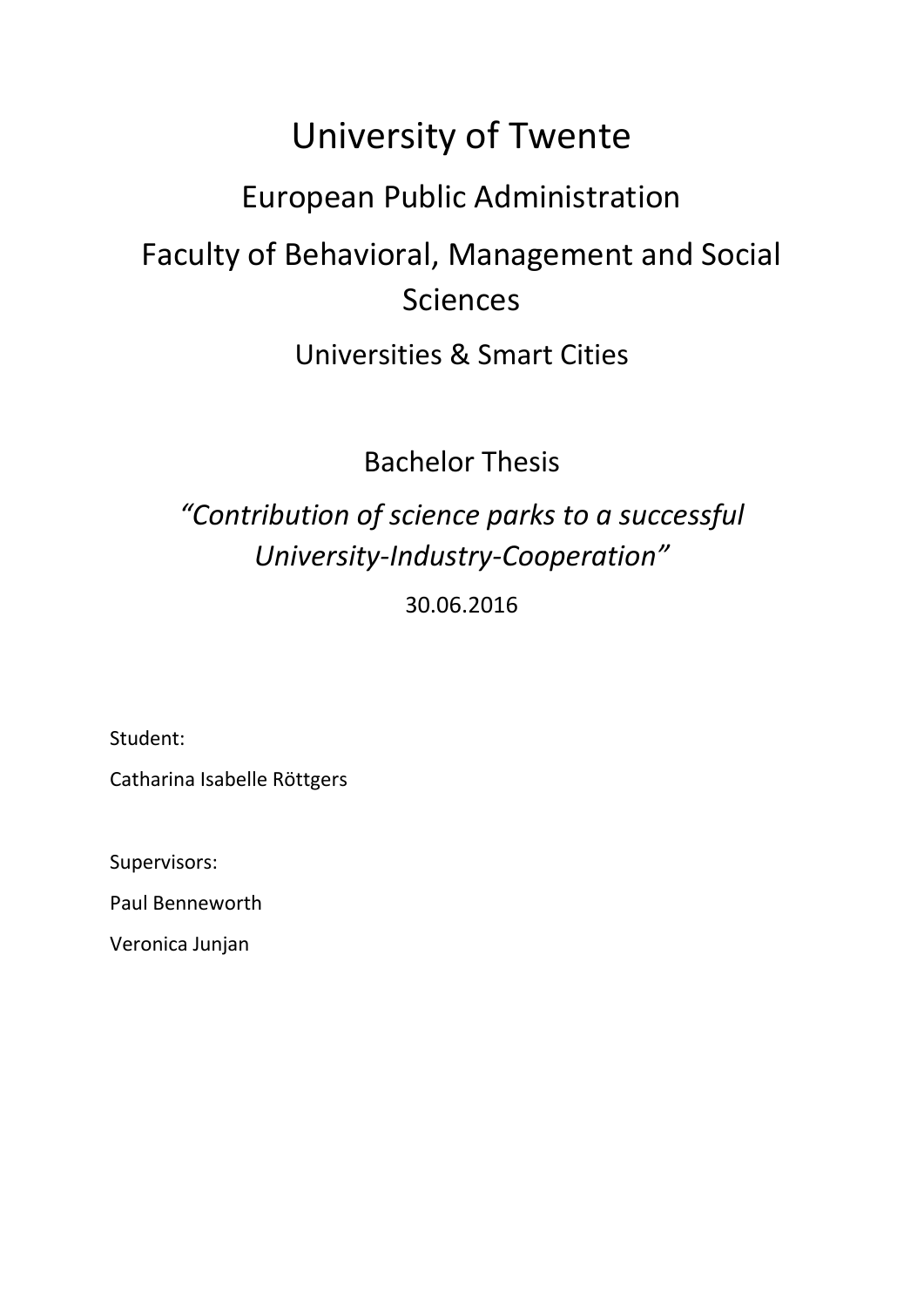# University of Twente

## European Public Administration

## Faculty of Behavioral, Management and Social Sciences

### Universities & Smart Cities

Bachelor Thesis

*"Contribution of science parks to a successful University-Industry-Cooperation"*

30.06.2016

Student:

Catharina Isabelle Röttgers

Supervisors:

Paul Benneworth

Veronica Junjan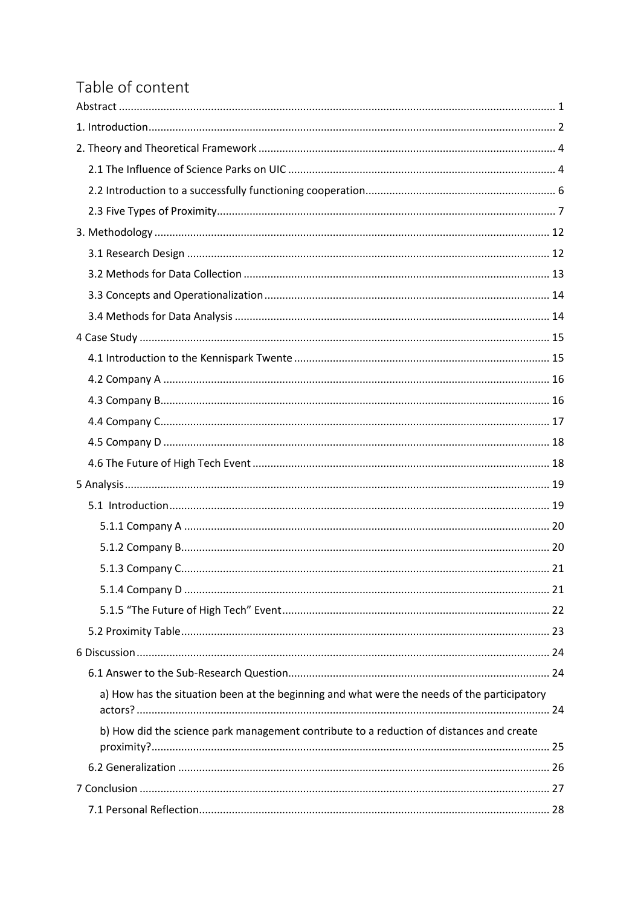# Table of content

Abstract ........................................................................................................................................ 1

1. Introduction ............................................................................................................................... 2

2. Theory and Theoretical Framework ........................................................................................... 4

   2.1 The Influence of Science Parks on UIC ................................................................................. 4

   2.2 Introduction to a successfully functioning cooperation ........................................................ 6

   2.3 Five Types of Proximity ......................................................................................................... 7

3. Methodology ............................................................................................................................ 12

   3.1 Research Design .................................................................................................................. 12

   3.2 Methods for Data Collection ............................................................................................... 13

   3.3 Concepts and Operationalization ........................................................................................ 14

   3.4 Methods for Data Analysis .................................................................................................. 14

4 Case Study ................................................................................................................................. 15

   4.1 Introduction to the Kennispark Twente .............................................................................. 15

   4.2 Company A .......................................................................................................................... 16

   4.3 Company B ........................................................................................................................... 16

   4.4 Company C ........................................................................................................................... 17

   4.5 Company D .......................................................................................................................... 18

   4.6 The Future of High Tech Event ............................................................................................ 18

5 Analysis ...................................................................................................................................... 19

   5.1 Introduction ......................................................................................................................... 19

      5.1.1 Company A ..................................................................................................................... 20

      5.1.2 Company B ..................................................................................................................... 20

      5.1.3 Company C ..................................................................................................................... 21

      5.1.4 Company D ..................................................................................................................... 21

      5.1.5 "The Future of High Tech" Event .................................................................................. 22

   5.2 Proximity Table .................................................................................................................... 23

6 Discussion .................................................................................................................................. 24

   6.1 Answer to the Sub-Research Question ................................................................................ 24

      a) How has the situation been at the beginning and what were the needs of the participatory actors? ........................................................................................................................................ 24

      b) How did the science park management contribute to a reduction of distances and create proximity? ................................................................................................................................... 25

   6.2 Generalization ...................................................................................................................... 26

7 Conclusion ................................................................................................................................. 27

   7.1 Personal Reflection .............................................................................................................. 28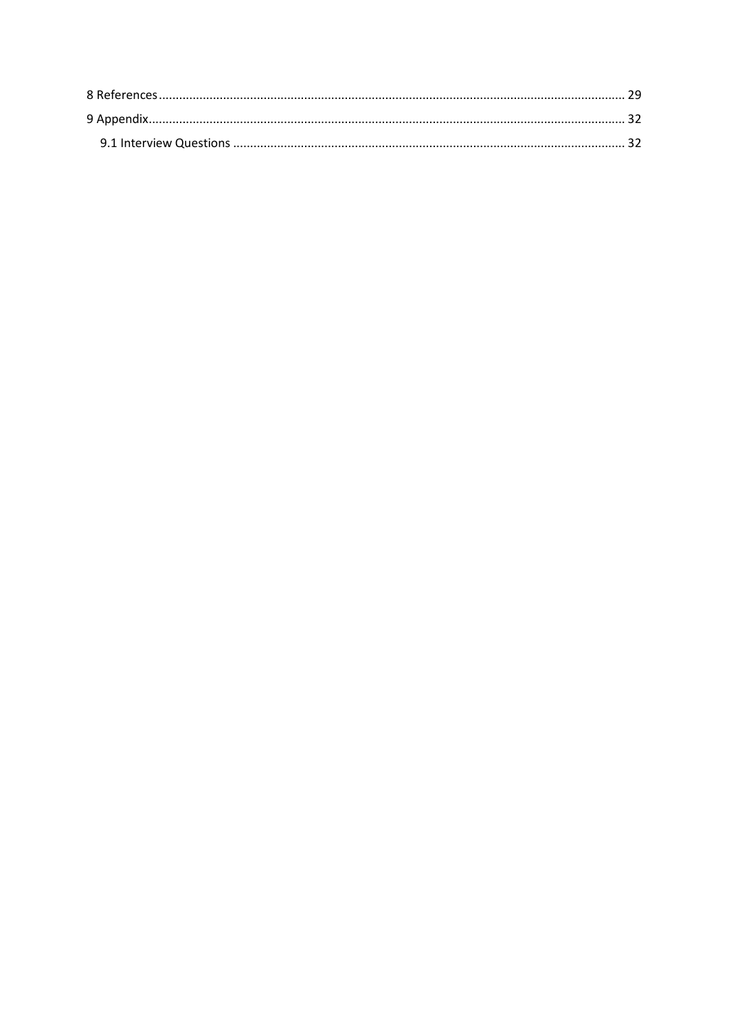8 References ........................................................................................................................................ 29

9 Appendix ........................................................................................................................................... 32

9.1 Interview Questions ................................................................................................................... 32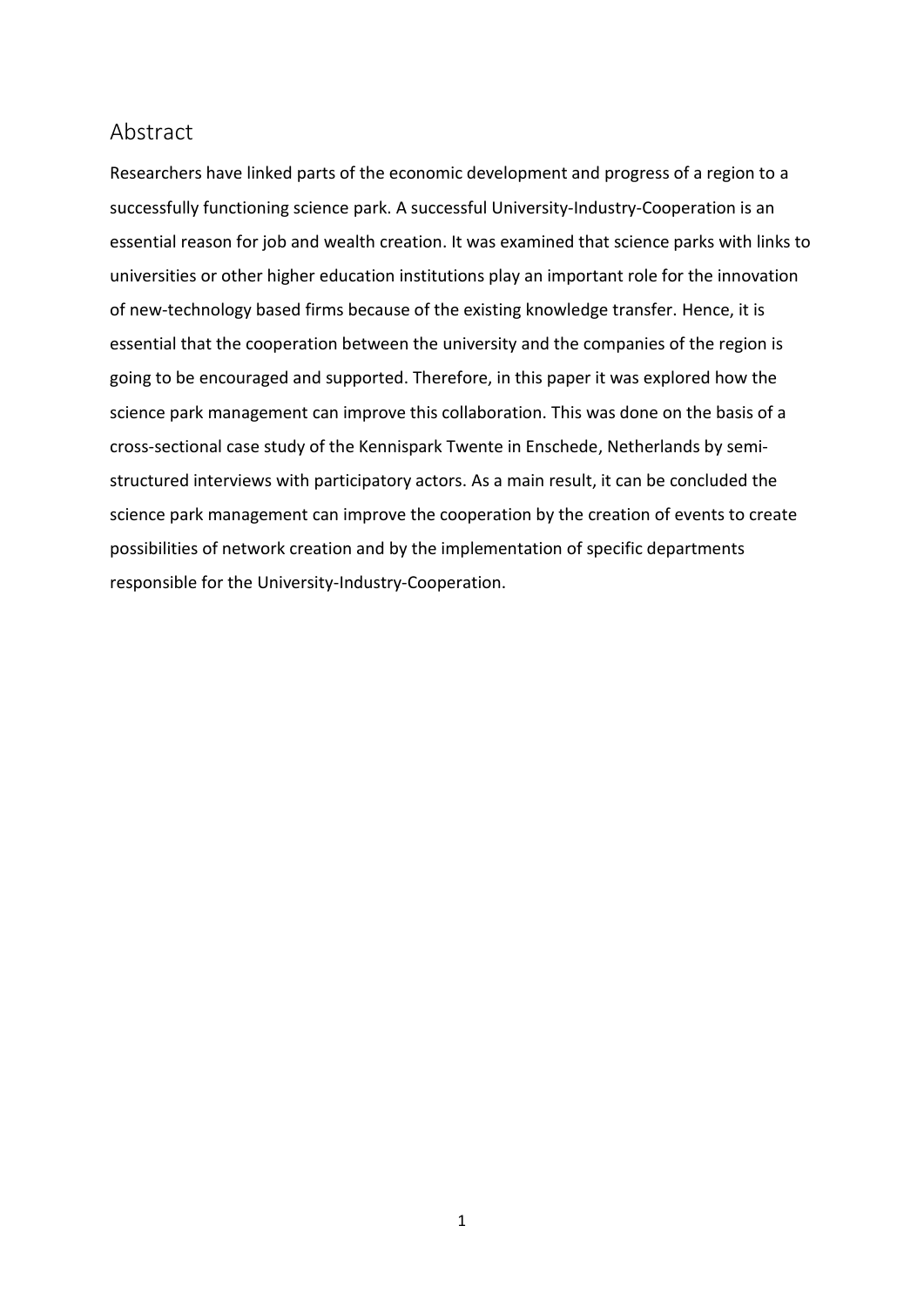## Abstract

Researchers have linked parts of the economic development and progress of a region to a successfully functioning science park. A successful University-Industry-Cooperation is an essential reason for job and wealth creation. It was examined that science parks with links to universities or other higher education institutions play an important role for the innovation of new-technology based firms because of the existing knowledge transfer. Hence, it is essential that the cooperation between the university and the companies of the region is going to be encouraged and supported. Therefore, in this paper it was explored how the science park management can improve this collaboration. This was done on the basis of a cross-sectional case study of the Kennispark Twente in Enschede, Netherlands by semi-structured interviews with participatory actors. As a main result, it can be concluded the science park management can improve the cooperation by the creation of events to create possibilities of network creation and by the implementation of specific departments responsible for the University-Industry-Cooperation.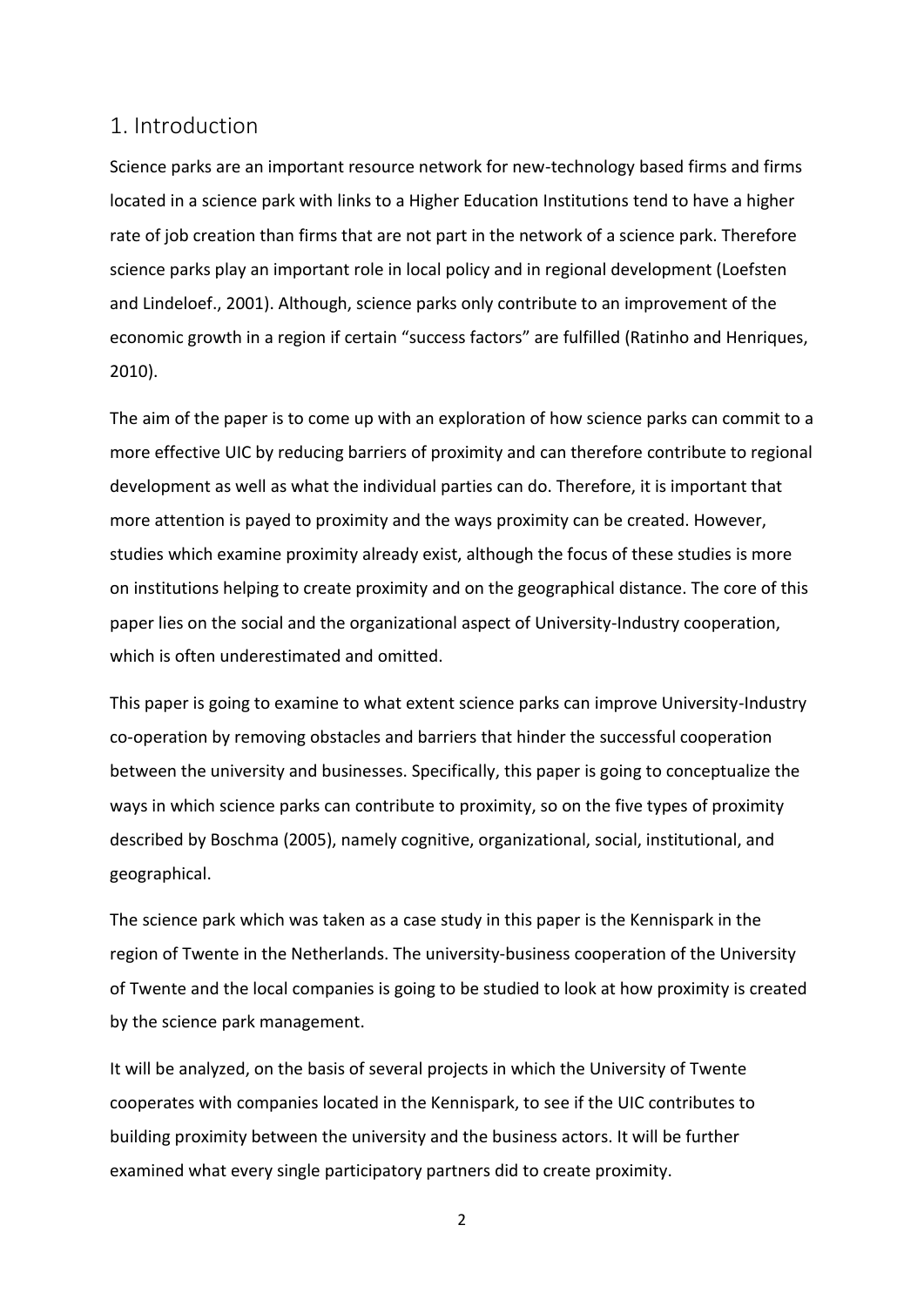## 1. Introduction

Science parks are an important resource network for new-technology based firms and firms located in a science park with links to a Higher Education Institutions tend to have a higher rate of job creation than firms that are not part in the network of a science park. Therefore science parks play an important role in local policy and in regional development (Loefsten and Lindeloef., 2001). Although, science parks only contribute to an improvement of the economic growth in a region if certain "success factors" are fulfilled (Ratinho and Henriques, 2010).

The aim of the paper is to come up with an exploration of how science parks can commit to a more effective UIC by reducing barriers of proximity and can therefore contribute to regional development as well as what the individual parties can do. Therefore, it is important that more attention is payed to proximity and the ways proximity can be created. However, studies which examine proximity already exist, although the focus of these studies is more on institutions helping to create proximity and on the geographical distance. The core of this paper lies on the social and the organizational aspect of University-Industry cooperation, which is often underestimated and omitted.

This paper is going to examine to what extent science parks can improve University-Industry co-operation by removing obstacles and barriers that hinder the successful cooperation between the university and businesses. Specifically, this paper is going to conceptualize the ways in which science parks can contribute to proximity, so on the five types of proximity described by Boschma (2005), namely cognitive, organizational, social, institutional, and geographical.

The science park which was taken as a case study in this paper is the Kennispark in the region of Twente in the Netherlands. The university-business cooperation of the University of Twente and the local companies is going to be studied to look at how proximity is created by the science park management.

It will be analyzed, on the basis of several projects in which the University of Twente cooperates with companies located in the Kennispark, to see if the UIC contributes to building proximity between the university and the business actors. It will be further examined what every single participatory partners did to create proximity.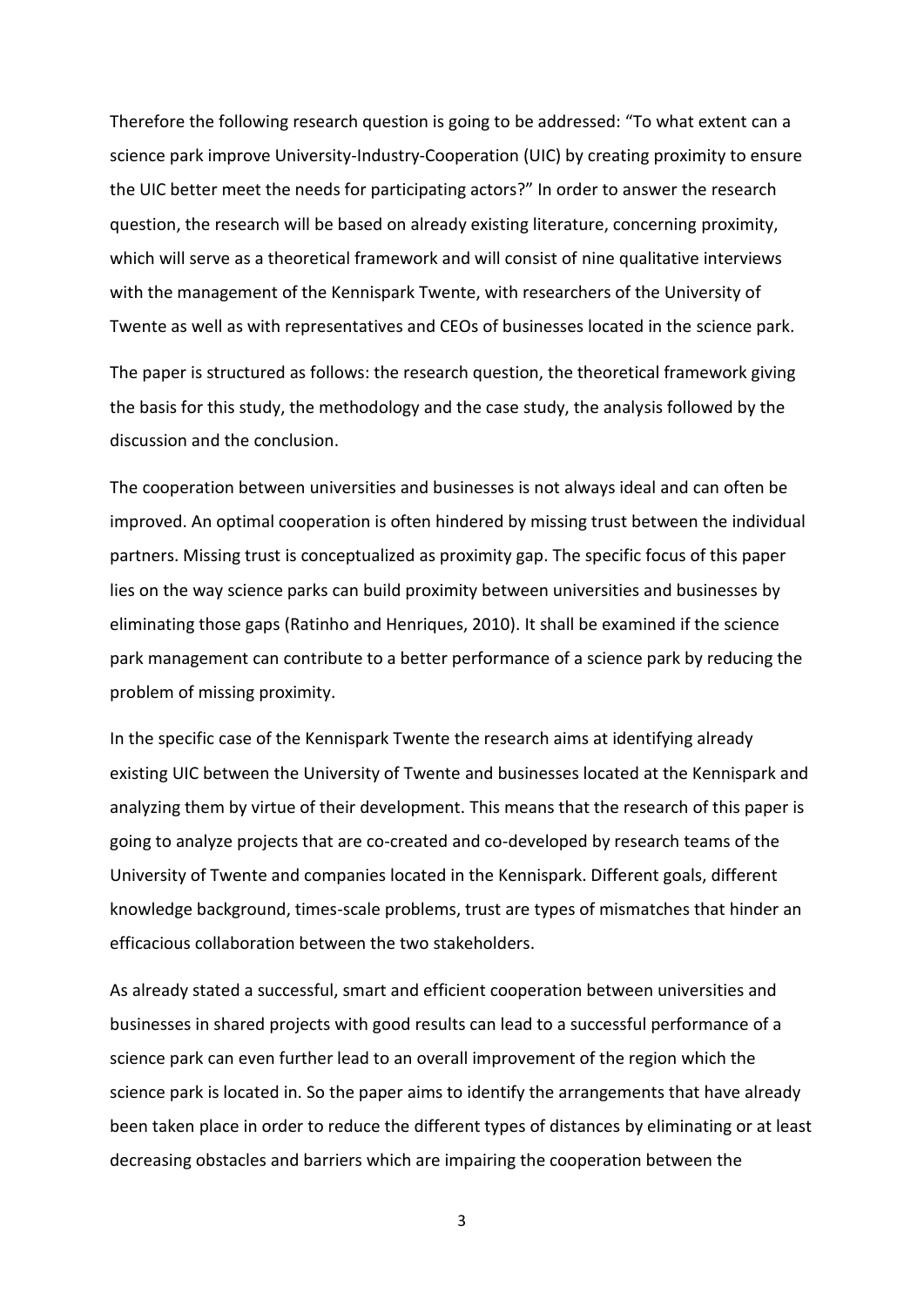Therefore the following research question is going to be addressed: "To what extent can a science park improve University-Industry-Cooperation (UIC) by creating proximity to ensure the UIC better meet the needs for participating actors?" In order to answer the research question, the research will be based on already existing literature, concerning proximity, which will serve as a theoretical framework and will consist of nine qualitative interviews with the management of the Kennispark Twente, with researchers of the University of Twente as well as with representatives and CEOs of businesses located in the science park.

The paper is structured as follows: the research question, the theoretical framework giving the basis for this study, the methodology and the case study, the analysis followed by the discussion and the conclusion.

The cooperation between universities and businesses is not always ideal and can often be improved. An optimal cooperation is often hindered by missing trust between the individual partners. Missing trust is conceptualized as proximity gap. The specific focus of this paper lies on the way science parks can build proximity between universities and businesses by eliminating those gaps (Ratinho and Henriques, 2010). It shall be examined if the science park management can contribute to a better performance of a science park by reducing the problem of missing proximity.

In the specific case of the Kennispark Twente the research aims at identifying already existing UIC between the University of Twente and businesses located at the Kennispark and analyzing them by virtue of their development. This means that the research of this paper is going to analyze projects that are co-created and co-developed by research teams of the University of Twente and companies located in the Kennispark. Different goals, different knowledge background, times-scale problems, trust are types of mismatches that hinder an efficacious collaboration between the two stakeholders.

As already stated a successful, smart and efficient cooperation between universities and businesses in shared projects with good results can lead to a successful performance of a science park can even further lead to an overall improvement of the region which the science park is located in. So the paper aims to identify the arrangements that have already been taken place in order to reduce the different types of distances by eliminating or at least decreasing obstacles and barriers which are impairing the cooperation between the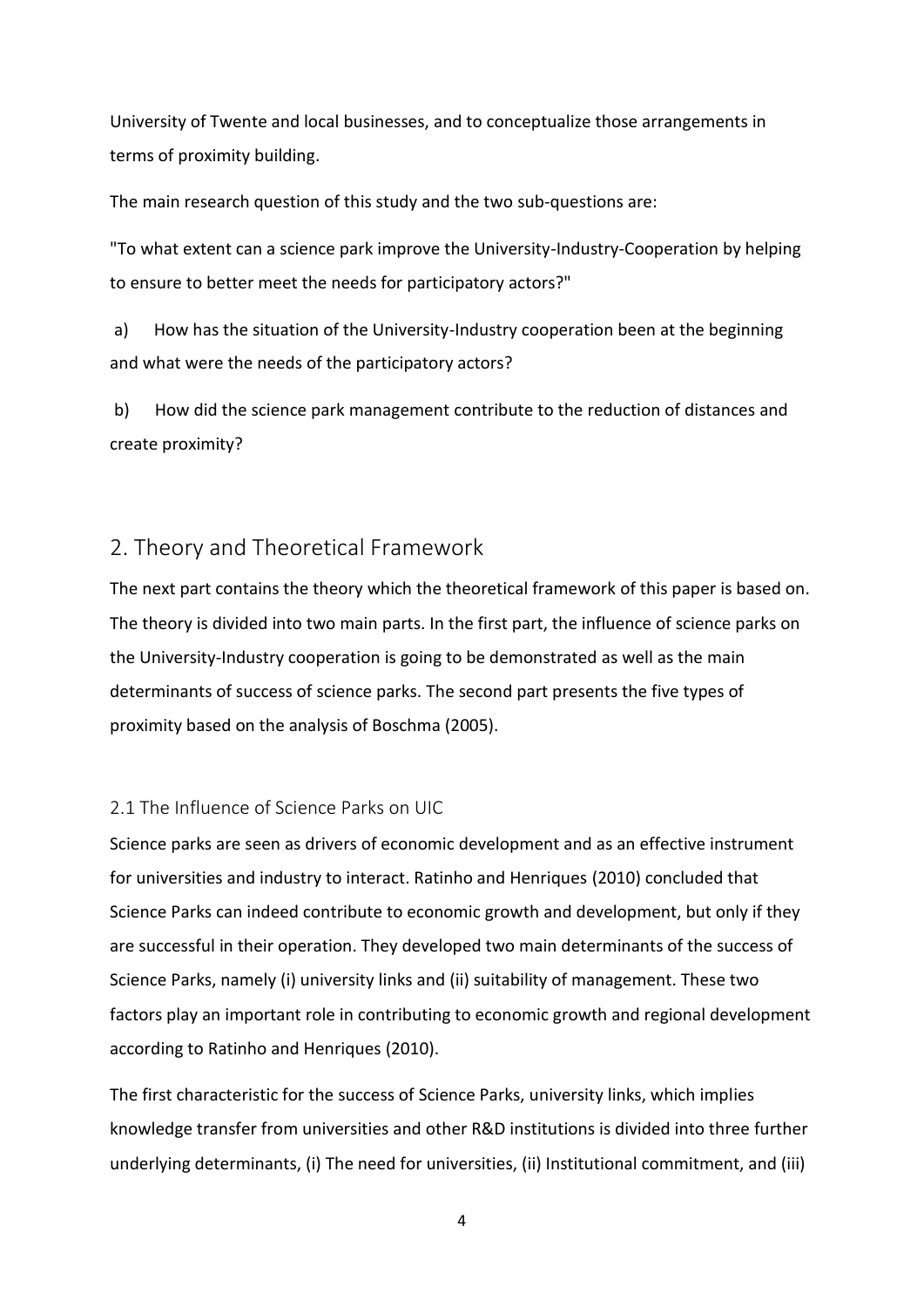University of Twente and local businesses, and to conceptualize those arrangements in terms of proximity building.

The main research question of this study and the two sub-questions are:

"To what extent can a science park improve the University-Industry-Cooperation by helping to ensure to better meet the needs for participatory actors?"

a) How has the situation of the University-Industry cooperation been at the beginning and what were the needs of the participatory actors?

b) How did the science park management contribute to the reduction of distances and create proximity?

## 2. Theory and Theoretical Framework

The next part contains the theory which the theoretical framework of this paper is based on. The theory is divided into two main parts. In the first part, the influence of science parks on the University-Industry cooperation is going to be demonstrated as well as the main determinants of success of science parks. The second part presents the five types of proximity based on the analysis of Boschma (2005).

### 2.1 The Influence of Science Parks on UIC

Science parks are seen as drivers of economic development and as an effective instrument for universities and industry to interact. Ratinho and Henriques (2010) concluded that Science Parks can indeed contribute to economic growth and development, but only if they are successful in their operation. They developed two main determinants of the success of Science Parks, namely (i) university links and (ii) suitability of management. These two factors play an important role in contributing to economic growth and regional development according to Ratinho and Henriques (2010).

The first characteristic for the success of Science Parks, university links, which implies knowledge transfer from universities and other R&D institutions is divided into three further underlying determinants, (i) The need for universities, (ii) Institutional commitment, and (iii)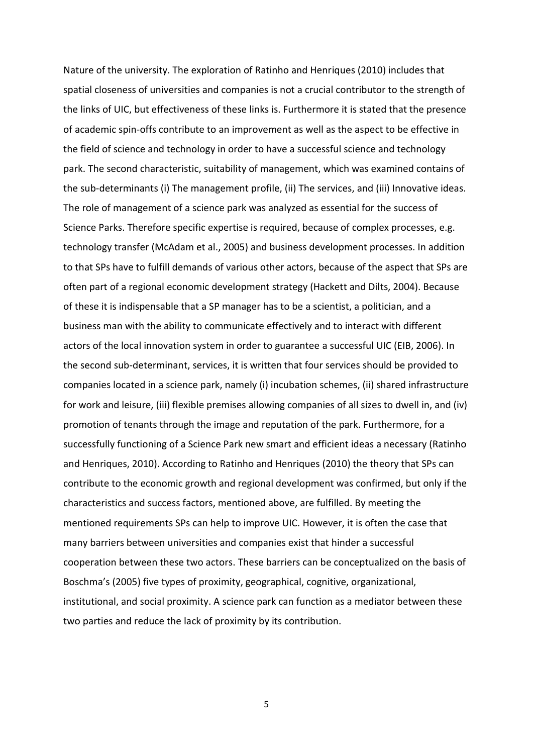Nature of the university. The exploration of Ratinho and Henriques (2010) includes that spatial closeness of universities and companies is not a crucial contributor to the strength of the links of UIC, but effectiveness of these links is. Furthermore it is stated that the presence of academic spin-offs contribute to an improvement as well as the aspect to be effective in the field of science and technology in order to have a successful science and technology park. The second characteristic, suitability of management, which was examined contains of the sub-determinants (i) The management profile, (ii) The services, and (iii) Innovative ideas. The role of management of a science park was analyzed as essential for the success of Science Parks. Therefore specific expertise is required, because of complex processes, e.g. technology transfer (McAdam et al., 2005) and business development processes. In addition to that SPs have to fulfill demands of various other actors, because of the aspect that SPs are often part of a regional economic development strategy (Hackett and Dilts, 2004). Because of these it is indispensable that a SP manager has to be a scientist, a politician, and a business man with the ability to communicate effectively and to interact with different actors of the local innovation system in order to guarantee a successful UIC (EIB, 2006). In the second sub-determinant, services, it is written that four services should be provided to companies located in a science park, namely (i) incubation schemes, (ii) shared infrastructure for work and leisure, (iii) flexible premises allowing companies of all sizes to dwell in, and (iv) promotion of tenants through the image and reputation of the park. Furthermore, for a successfully functioning of a Science Park new smart and efficient ideas a necessary (Ratinho and Henriques, 2010). According to Ratinho and Henriques (2010) the theory that SPs can contribute to the economic growth and regional development was confirmed, but only if the characteristics and success factors, mentioned above, are fulfilled. By meeting the mentioned requirements SPs can help to improve UIC. However, it is often the case that many barriers between universities and companies exist that hinder a successful cooperation between these two actors. These barriers can be conceptualized on the basis of Boschma's (2005) five types of proximity, geographical, cognitive, organizational, institutional, and social proximity. A science park can function as a mediator between these two parties and reduce the lack of proximity by its contribution.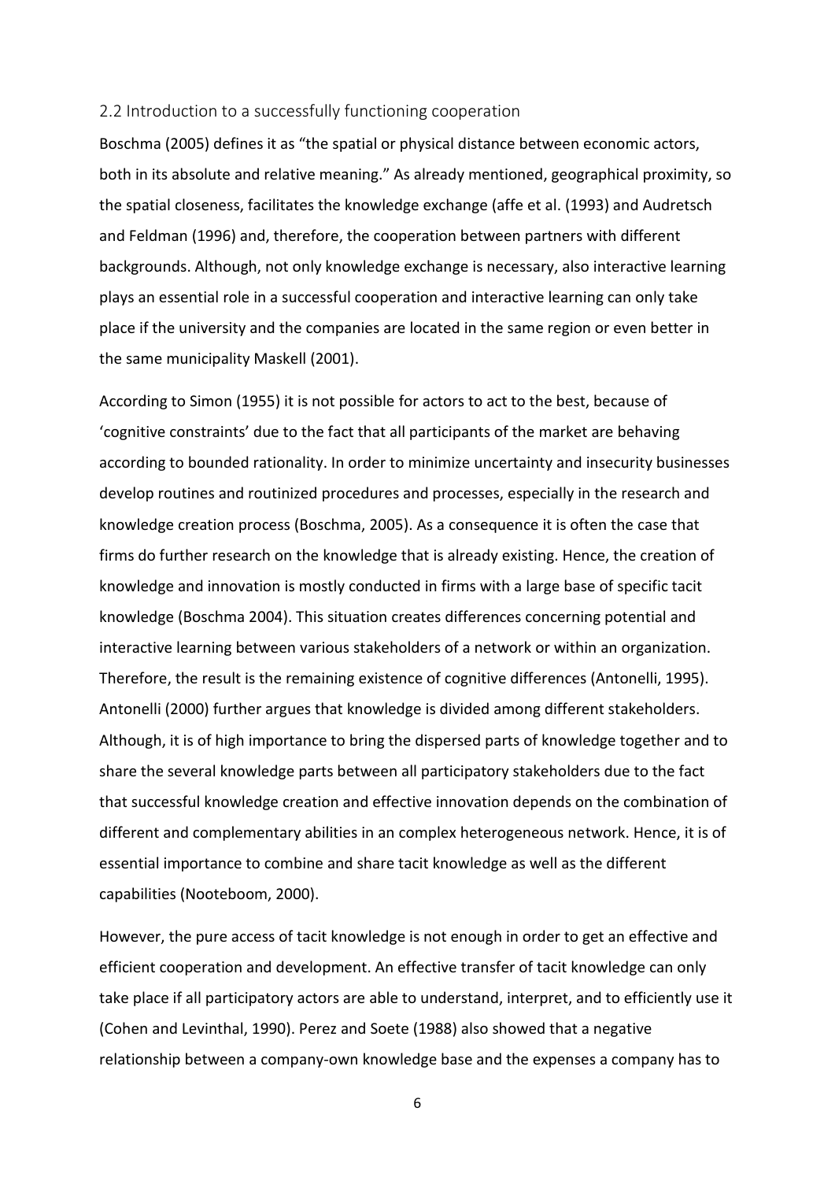## 2.2 Introduction to a successfully functioning cooperation

Boschma (2005) defines it as "the spatial or physical distance between economic actors, both in its absolute and relative meaning." As already mentioned, geographical proximity, so the spatial closeness, facilitates the knowledge exchange (affe et al. (1993) and Audretsch and Feldman (1996) and, therefore, the cooperation between partners with different backgrounds. Although, not only knowledge exchange is necessary, also interactive learning plays an essential role in a successful cooperation and interactive learning can only take place if the university and the companies are located in the same region or even better in the same municipality Maskell (2001).

According to Simon (1955) it is not possible for actors to act to the best, because of 'cognitive constraints' due to the fact that all participants of the market are behaving according to bounded rationality. In order to minimize uncertainty and insecurity businesses develop routines and routinized procedures and processes, especially in the research and knowledge creation process (Boschma, 2005). As a consequence it is often the case that firms do further research on the knowledge that is already existing. Hence, the creation of knowledge and innovation is mostly conducted in firms with a large base of specific tacit knowledge (Boschma 2004). This situation creates differences concerning potential and interactive learning between various stakeholders of a network or within an organization. Therefore, the result is the remaining existence of cognitive differences (Antonelli, 1995). Antonelli (2000) further argues that knowledge is divided among different stakeholders. Although, it is of high importance to bring the dispersed parts of knowledge together and to share the several knowledge parts between all participatory stakeholders due to the fact that successful knowledge creation and effective innovation depends on the combination of different and complementary abilities in an complex heterogeneous network. Hence, it is of essential importance to combine and share tacit knowledge as well as the different capabilities (Nooteboom, 2000).

However, the pure access of tacit knowledge is not enough in order to get an effective and efficient cooperation and development. An effective transfer of tacit knowledge can only take place if all participatory actors are able to understand, interpret, and to efficiently use it (Cohen and Levinthal, 1990). Perez and Soete (1988) also showed that a negative relationship between a company-own knowledge base and the expenses a company has to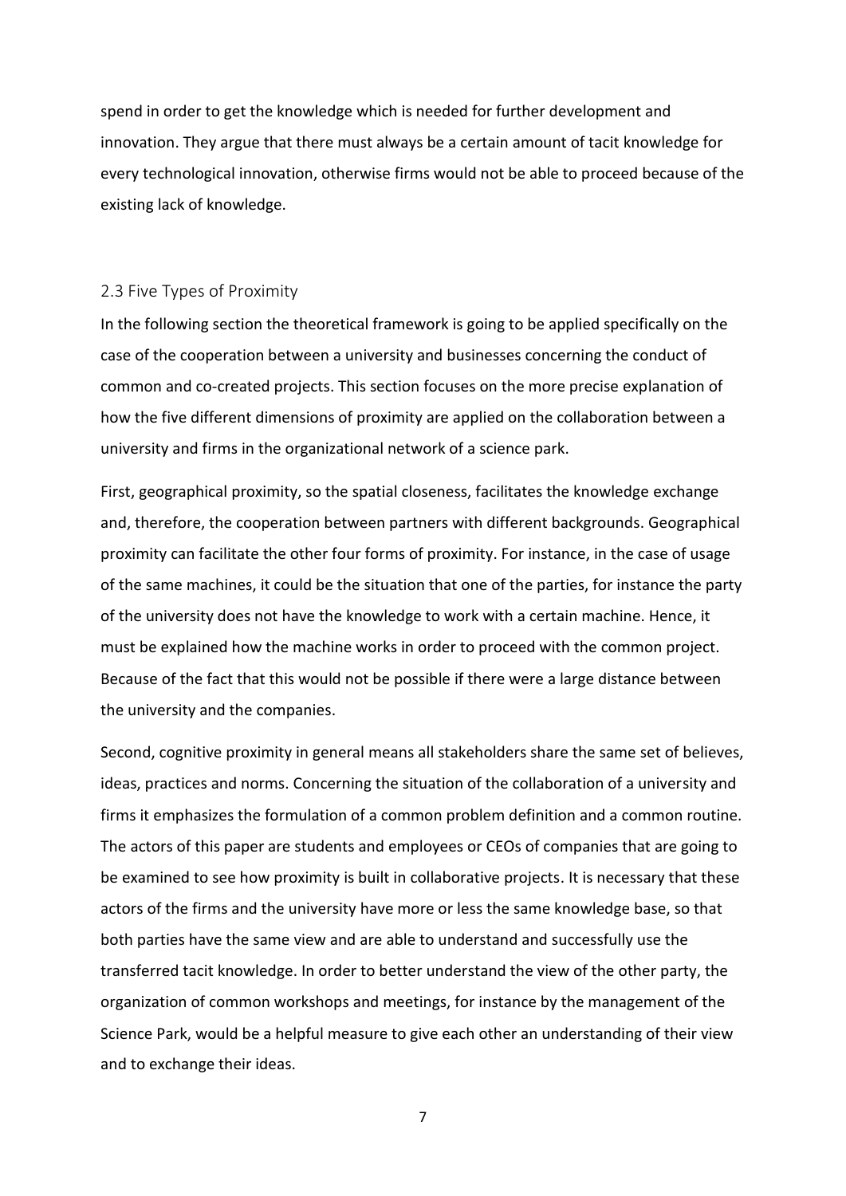spend in order to get the knowledge which is needed for further development and innovation. They argue that there must always be a certain amount of tacit knowledge for every technological innovation, otherwise firms would not be able to proceed because of the existing lack of knowledge.

## 2.3 Five Types of Proximity

In the following section the theoretical framework is going to be applied specifically on the case of the cooperation between a university and businesses concerning the conduct of common and co-created projects. This section focuses on the more precise explanation of how the five different dimensions of proximity are applied on the collaboration between a university and firms in the organizational network of a science park.

First, geographical proximity, so the spatial closeness, facilitates the knowledge exchange and, therefore, the cooperation between partners with different backgrounds. Geographical proximity can facilitate the other four forms of proximity. For instance, in the case of usage of the same machines, it could be the situation that one of the parties, for instance the party of the university does not have the knowledge to work with a certain machine. Hence, it must be explained how the machine works in order to proceed with the common project. Because of the fact that this would not be possible if there were a large distance between the university and the companies.

Second, cognitive proximity in general means all stakeholders share the same set of believes, ideas, practices and norms. Concerning the situation of the collaboration of a university and firms it emphasizes the formulation of a common problem definition and a common routine. The actors of this paper are students and employees or CEOs of companies that are going to be examined to see how proximity is built in collaborative projects. It is necessary that these actors of the firms and the university have more or less the same knowledge base, so that both parties have the same view and are able to understand and successfully use the transferred tacit knowledge. In order to better understand the view of the other party, the organization of common workshops and meetings, for instance by the management of the Science Park, would be a helpful measure to give each other an understanding of their view and to exchange their ideas.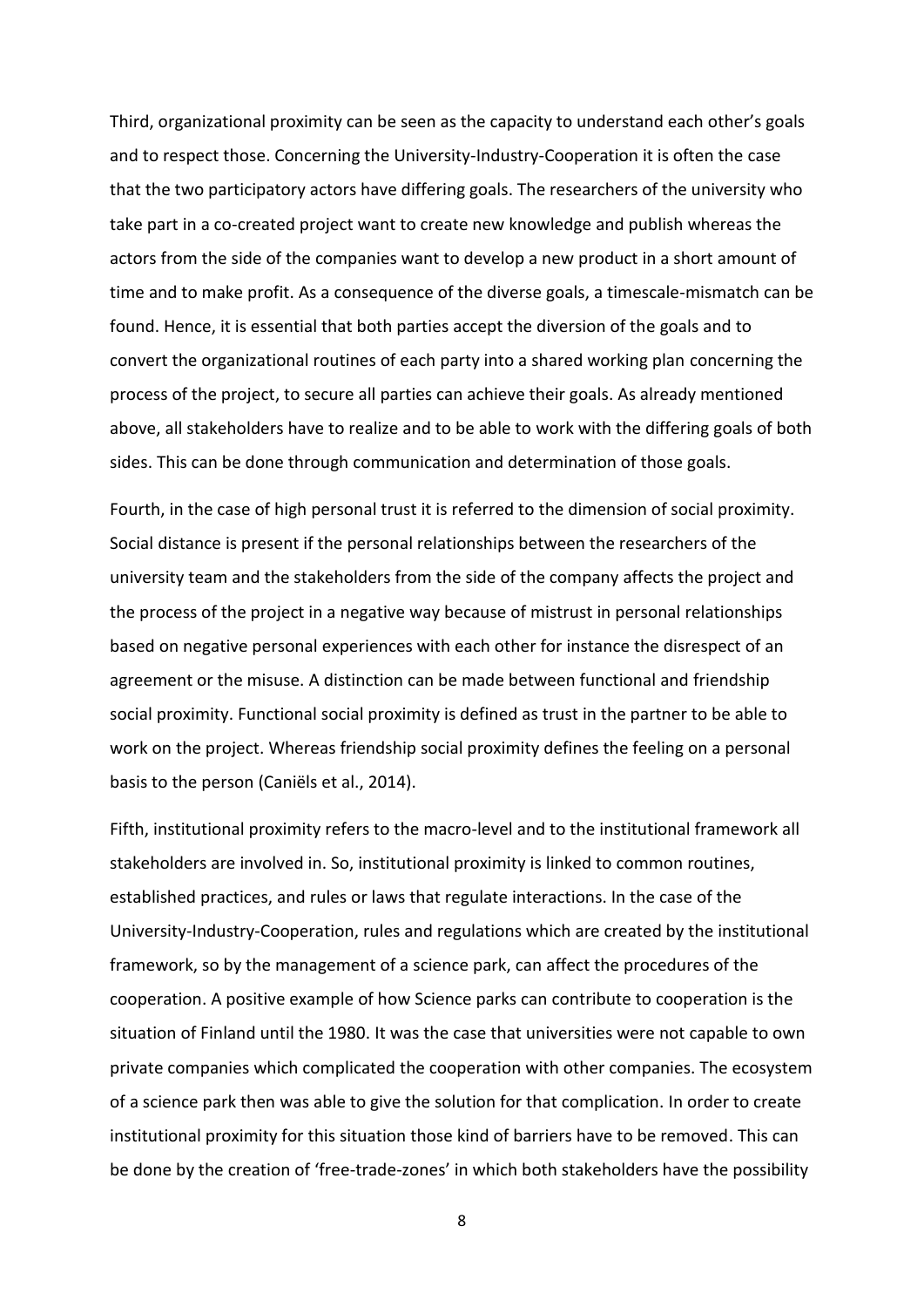Third, organizational proximity can be seen as the capacity to understand each other's goals and to respect those. Concerning the University-Industry-Cooperation it is often the case that the two participatory actors have differing goals. The researchers of the university who take part in a co-created project want to create new knowledge and publish whereas the actors from the side of the companies want to develop a new product in a short amount of time and to make profit. As a consequence of the diverse goals, a timescale-mismatch can be found. Hence, it is essential that both parties accept the diversion of the goals and to convert the organizational routines of each party into a shared working plan concerning the process of the project, to secure all parties can achieve their goals. As already mentioned above, all stakeholders have to realize and to be able to work with the differing goals of both sides. This can be done through communication and determination of those goals.

Fourth, in the case of high personal trust it is referred to the dimension of social proximity. Social distance is present if the personal relationships between the researchers of the university team and the stakeholders from the side of the company affects the project and the process of the project in a negative way because of mistrust in personal relationships based on negative personal experiences with each other for instance the disrespect of an agreement or the misuse. A distinction can be made between functional and friendship social proximity. Functional social proximity is defined as trust in the partner to be able to work on the project. Whereas friendship social proximity defines the feeling on a personal basis to the person (Caniëls et al., 2014).

Fifth, institutional proximity refers to the macro-level and to the institutional framework all stakeholders are involved in. So, institutional proximity is linked to common routines, established practices, and rules or laws that regulate interactions. In the case of the University-Industry-Cooperation, rules and regulations which are created by the institutional framework, so by the management of a science park, can affect the procedures of the cooperation. A positive example of how Science parks can contribute to cooperation is the situation of Finland until the 1980. It was the case that universities were not capable to own private companies which complicated the cooperation with other companies. The ecosystem of a science park then was able to give the solution for that complication. In order to create institutional proximity for this situation those kind of barriers have to be removed. This can be done by the creation of 'free-trade-zones' in which both stakeholders have the possibility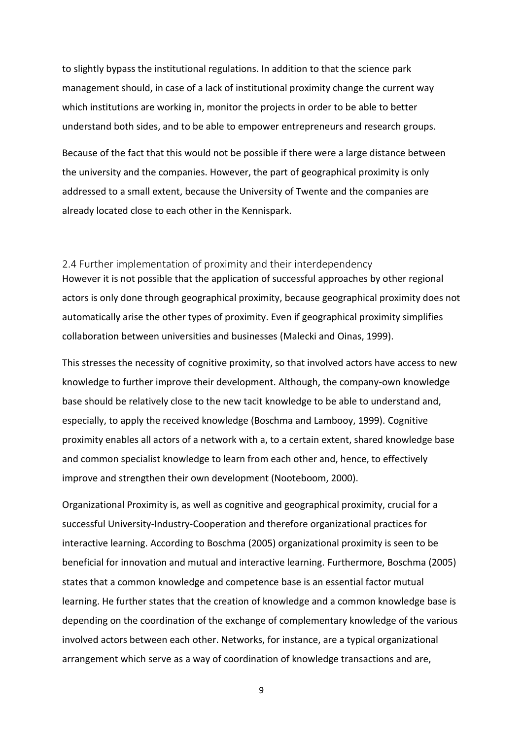to slightly bypass the institutional regulations. In addition to that the science park management should, in case of a lack of institutional proximity change the current way which institutions are working in, monitor the projects in order to be able to better understand both sides, and to be able to empower entrepreneurs and research groups.

Because of the fact that this would not be possible if there were a large distance between the university and the companies. However, the part of geographical proximity is only addressed to a small extent, because the University of Twente and the companies are already located close to each other in the Kennispark.

## 2.4 Further implementation of proximity and their interdependency

However it is not possible that the application of successful approaches by other regional actors is only done through geographical proximity, because geographical proximity does not automatically arise the other types of proximity. Even if geographical proximity simplifies collaboration between universities and businesses (Malecki and Oinas, 1999).

This stresses the necessity of cognitive proximity, so that involved actors have access to new knowledge to further improve their development. Although, the company-own knowledge base should be relatively close to the new tacit knowledge to be able to understand and, especially, to apply the received knowledge (Boschma and Lambooy, 1999). Cognitive proximity enables all actors of a network with a, to a certain extent, shared knowledge base and common specialist knowledge to learn from each other and, hence, to effectively improve and strengthen their own development (Nooteboom, 2000).

Organizational Proximity is, as well as cognitive and geographical proximity, crucial for a successful University-Industry-Cooperation and therefore organizational practices for interactive learning. According to Boschma (2005) organizational proximity is seen to be beneficial for innovation and mutual and interactive learning. Furthermore, Boschma (2005) states that a common knowledge and competence base is an essential factor mutual learning. He further states that the creation of knowledge and a common knowledge base is depending on the coordination of the exchange of complementary knowledge of the various involved actors between each other. Networks, for instance, are a typical organizational arrangement which serve as a way of coordination of knowledge transactions and are,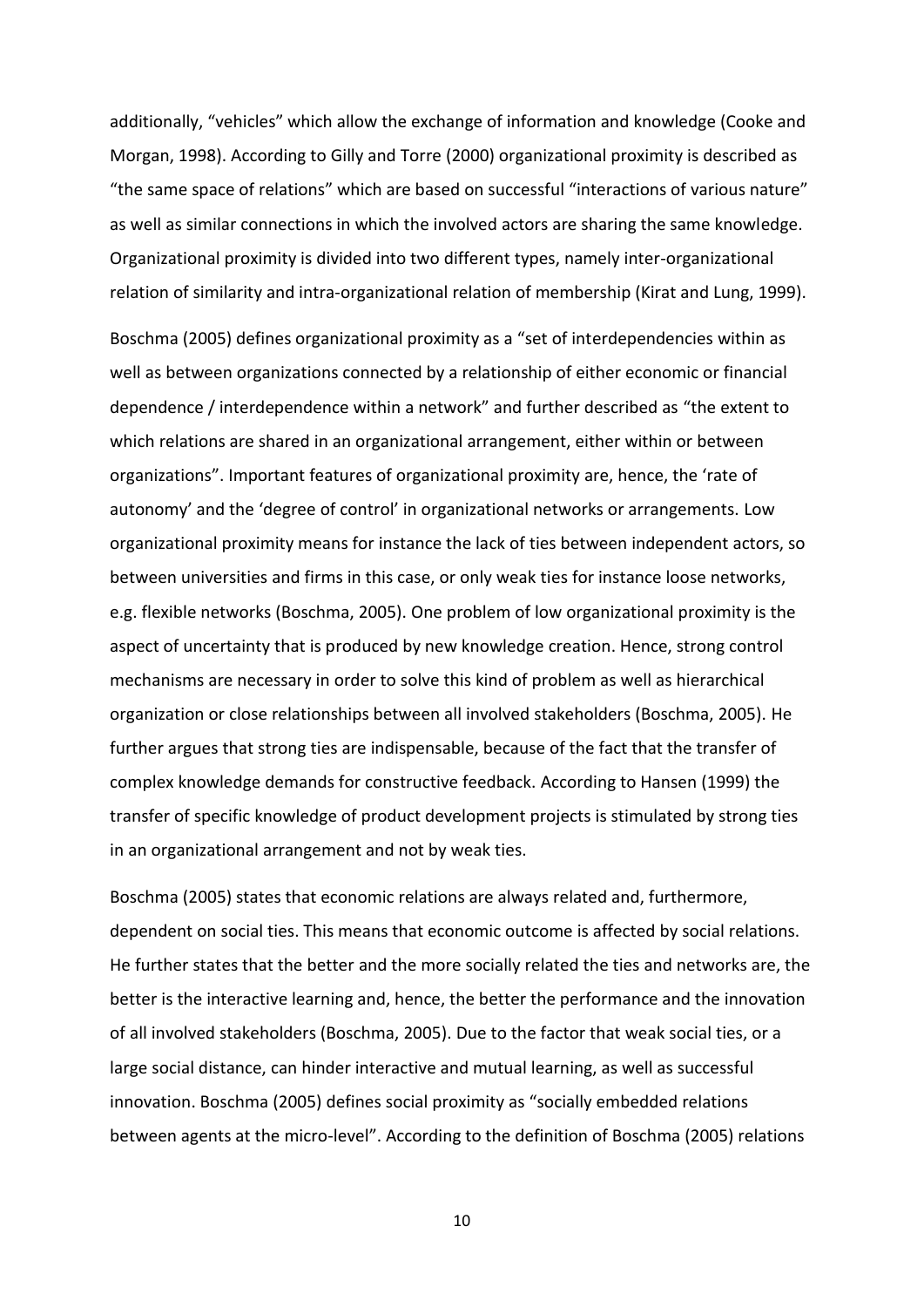additionally, "vehicles" which allow the exchange of information and knowledge (Cooke and Morgan, 1998). According to Gilly and Torre (2000) organizational proximity is described as "the same space of relations" which are based on successful "interactions of various nature" as well as similar connections in which the involved actors are sharing the same knowledge. Organizational proximity is divided into two different types, namely inter-organizational relation of similarity and intra-organizational relation of membership (Kirat and Lung, 1999).

Boschma (2005) defines organizational proximity as a "set of interdependencies within as well as between organizations connected by a relationship of either economic or financial dependence / interdependence within a network" and further described as "the extent to which relations are shared in an organizational arrangement, either within or between organizations". Important features of organizational proximity are, hence, the 'rate of autonomy' and the 'degree of control' in organizational networks or arrangements. Low organizational proximity means for instance the lack of ties between independent actors, so between universities and firms in this case, or only weak ties for instance loose networks, e.g. flexible networks (Boschma, 2005). One problem of low organizational proximity is the aspect of uncertainty that is produced by new knowledge creation. Hence, strong control mechanisms are necessary in order to solve this kind of problem as well as hierarchical organization or close relationships between all involved stakeholders (Boschma, 2005). He further argues that strong ties are indispensable, because of the fact that the transfer of complex knowledge demands for constructive feedback. According to Hansen (1999) the transfer of specific knowledge of product development projects is stimulated by strong ties in an organizational arrangement and not by weak ties.

Boschma (2005) states that economic relations are always related and, furthermore, dependent on social ties. This means that economic outcome is affected by social relations. He further states that the better and the more socially related the ties and networks are, the better is the interactive learning and, hence, the better the performance and the innovation of all involved stakeholders (Boschma, 2005). Due to the factor that weak social ties, or a large social distance, can hinder interactive and mutual learning, as well as successful innovation. Boschma (2005) defines social proximity as "socially embedded relations between agents at the micro-level". According to the definition of Boschma (2005) relations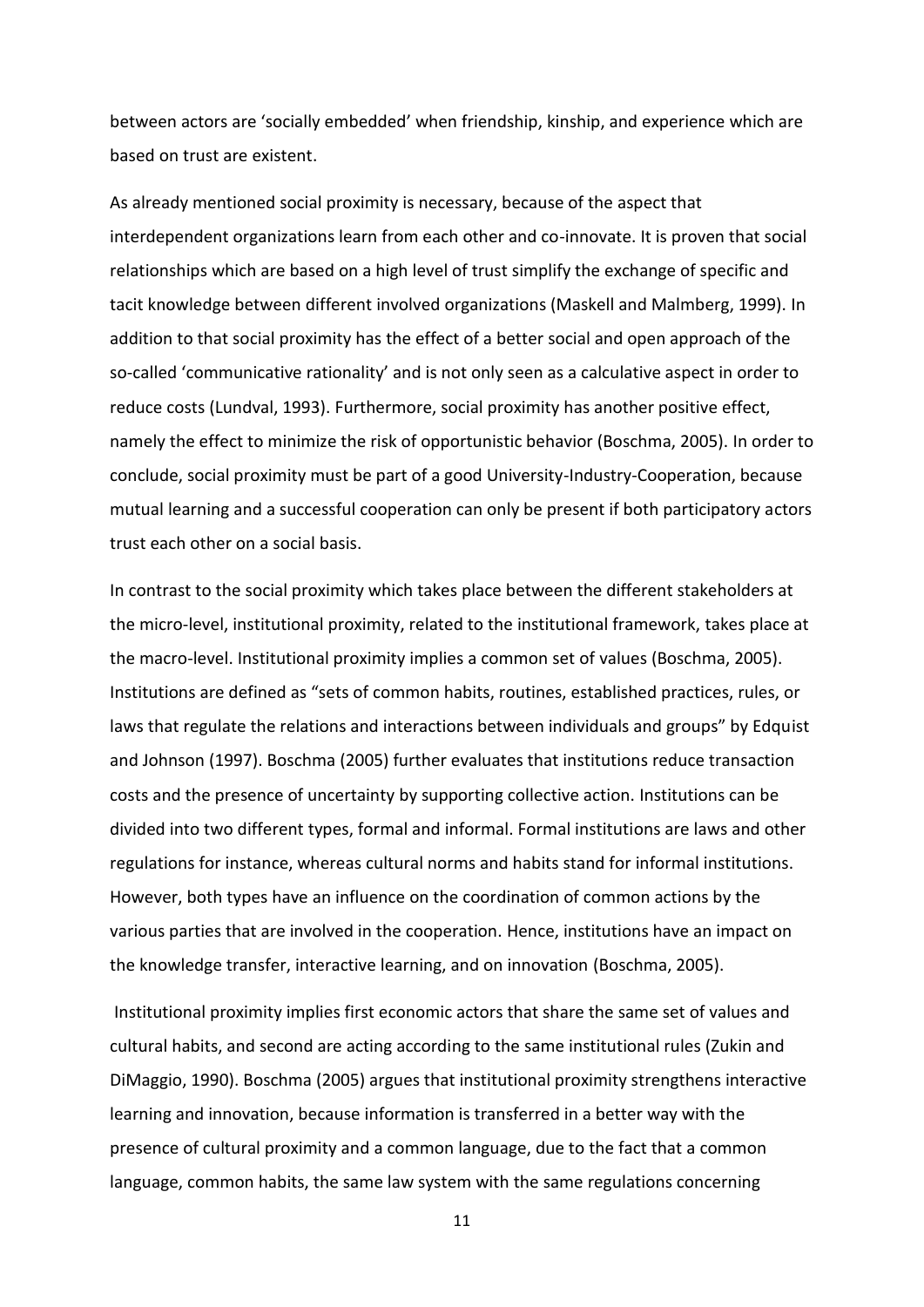between actors are 'socially embedded' when friendship, kinship, and experience which are based on trust are existent.

As already mentioned social proximity is necessary, because of the aspect that interdependent organizations learn from each other and co-innovate. It is proven that social relationships which are based on a high level of trust simplify the exchange of specific and tacit knowledge between different involved organizations (Maskell and Malmberg, 1999). In addition to that social proximity has the effect of a better social and open approach of the so-called 'communicative rationality' and is not only seen as a calculative aspect in order to reduce costs (Lundval, 1993). Furthermore, social proximity has another positive effect, namely the effect to minimize the risk of opportunistic behavior (Boschma, 2005). In order to conclude, social proximity must be part of a good University-Industry-Cooperation, because mutual learning and a successful cooperation can only be present if both participatory actors trust each other on a social basis.

In contrast to the social proximity which takes place between the different stakeholders at the micro-level, institutional proximity, related to the institutional framework, takes place at the macro-level. Institutional proximity implies a common set of values (Boschma, 2005). Institutions are defined as "sets of common habits, routines, established practices, rules, or laws that regulate the relations and interactions between individuals and groups" by Edquist and Johnson (1997). Boschma (2005) further evaluates that institutions reduce transaction costs and the presence of uncertainty by supporting collective action. Institutions can be divided into two different types, formal and informal. Formal institutions are laws and other regulations for instance, whereas cultural norms and habits stand for informal institutions. However, both types have an influence on the coordination of common actions by the various parties that are involved in the cooperation. Hence, institutions have an impact on the knowledge transfer, interactive learning, and on innovation (Boschma, 2005).

Institutional proximity implies first economic actors that share the same set of values and cultural habits, and second are acting according to the same institutional rules (Zukin and DiMaggio, 1990). Boschma (2005) argues that institutional proximity strengthens interactive learning and innovation, because information is transferred in a better way with the presence of cultural proximity and a common language, due to the fact that a common language, common habits, the same law system with the same regulations concerning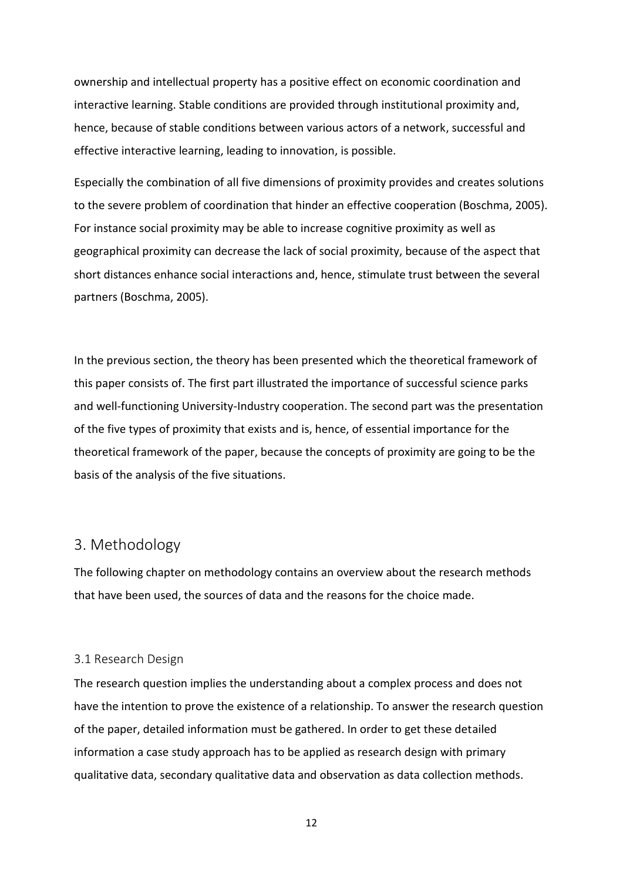ownership and intellectual property has a positive effect on economic coordination and interactive learning. Stable conditions are provided through institutional proximity and, hence, because of stable conditions between various actors of a network, successful and effective interactive learning, leading to innovation, is possible.

Especially the combination of all five dimensions of proximity provides and creates solutions to the severe problem of coordination that hinder an effective cooperation (Boschma, 2005). For instance social proximity may be able to increase cognitive proximity as well as geographical proximity can decrease the lack of social proximity, because of the aspect that short distances enhance social interactions and, hence, stimulate trust between the several partners (Boschma, 2005).

In the previous section, the theory has been presented which the theoretical framework of this paper consists of. The first part illustrated the importance of successful science parks and well-functioning University-Industry cooperation. The second part was the presentation of the five types of proximity that exists and is, hence, of essential importance for the theoretical framework of the paper, because the concepts of proximity are going to be the basis of the analysis of the five situations.

## 3. Methodology

The following chapter on methodology contains an overview about the research methods that have been used, the sources of data and the reasons for the choice made.

### 3.1 Research Design

The research question implies the understanding about a complex process and does not have the intention to prove the existence of a relationship. To answer the research question of the paper, detailed information must be gathered. In order to get these detailed information a case study approach has to be applied as research design with primary qualitative data, secondary qualitative data and observation as data collection methods.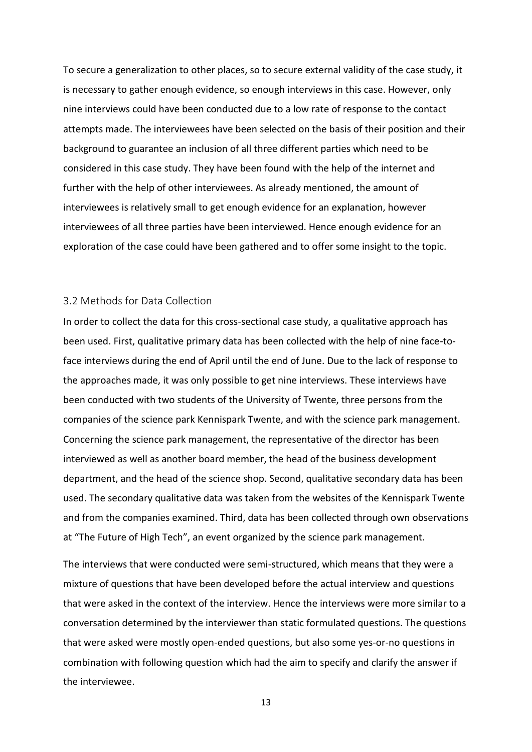To secure a generalization to other places, so to secure external validity of the case study, it is necessary to gather enough evidence, so enough interviews in this case. However, only nine interviews could have been conducted due to a low rate of response to the contact attempts made. The interviewees have been selected on the basis of their position and their background to guarantee an inclusion of all three different parties which need to be considered in this case study. They have been found with the help of the internet and further with the help of other interviewees. As already mentioned, the amount of interviewees is relatively small to get enough evidence for an explanation, however interviewees of all three parties have been interviewed. Hence enough evidence for an exploration of the case could have been gathered and to offer some insight to the topic.

## 3.2 Methods for Data Collection

In order to collect the data for this cross-sectional case study, a qualitative approach has been used. First, qualitative primary data has been collected with the help of nine face-to-face interviews during the end of April until the end of June. Due to the lack of response to the approaches made, it was only possible to get nine interviews. These interviews have been conducted with two students of the University of Twente, three persons from the companies of the science park Kennispark Twente, and with the science park management. Concerning the science park management, the representative of the director has been interviewed as well as another board member, the head of the business development department, and the head of the science shop. Second, qualitative secondary data has been used. The secondary qualitative data was taken from the websites of the Kennispark Twente and from the companies examined. Third, data has been collected through own observations at "The Future of High Tech", an event organized by the science park management.

The interviews that were conducted were semi-structured, which means that they were a mixture of questions that have been developed before the actual interview and questions that were asked in the context of the interview. Hence the interviews were more similar to a conversation determined by the interviewer than static formulated questions. The questions that were asked were mostly open-ended questions, but also some yes-or-no questions in combination with following question which had the aim to specify and clarify the answer if the interviewee.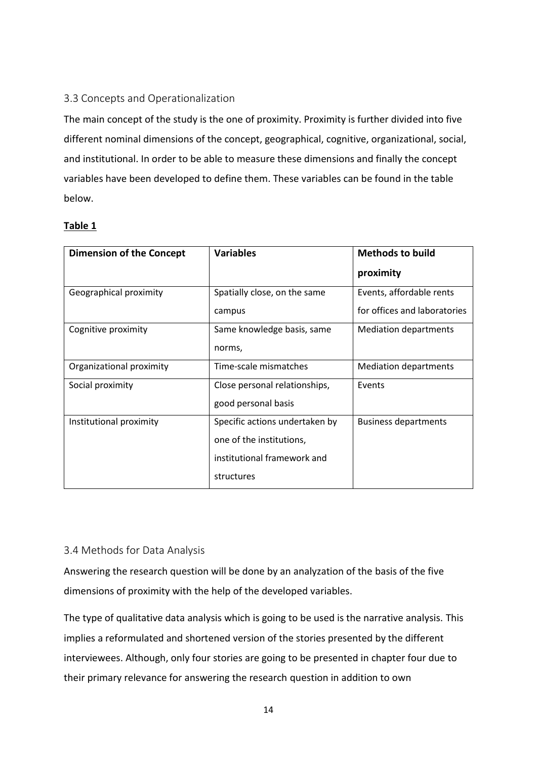### 3.3 Concepts and Operationalization

The main concept of the study is the one of proximity. Proximity is further divided into five different nominal dimensions of the concept, geographical, cognitive, organizational, social, and institutional. In order to be able to measure these dimensions and finally the concept variables have been developed to define them. These variables can be found in the table below.

**Table 1**

| **Dimension of the Concept** | **Variables** | **Methods to build proximity** |
|---|---|---|
| Geographical proximity | Spatially close, on the same campus | Events, affordable rents for offices and laboratories |
| Cognitive proximity | Same knowledge basis, same norms, | Mediation departments |
| Organizational proximity | Time-scale mismatches | Mediation departments |
| Social proximity | Close personal relationships, good personal basis | Events |
| Institutional proximity | Specific actions undertaken by one of the institutions, institutional framework and structures | Business departments |

### 3.4 Methods for Data Analysis

Answering the research question will be done by an analyzation of the basis of the five dimensions of proximity with the help of the developed variables.

The type of qualitative data analysis which is going to be used is the narrative analysis. This implies a reformulated and shortened version of the stories presented by the different interviewees. Although, only four stories are going to be presented in chapter four due to their primary relevance for answering the research question in addition to own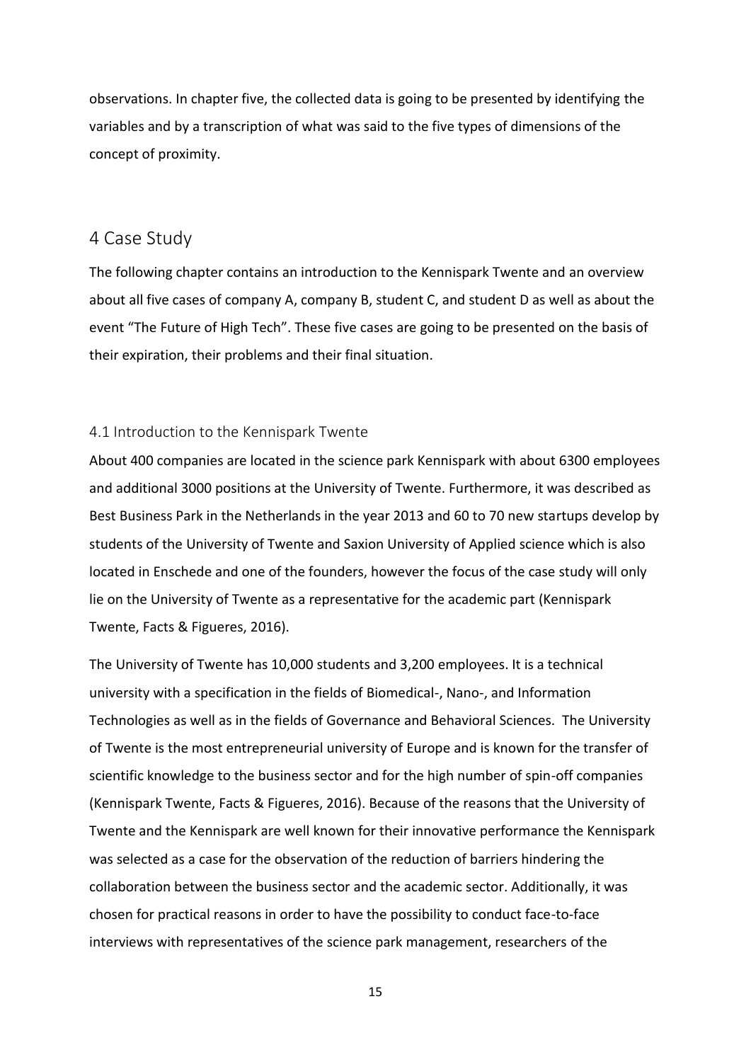observations. In chapter five, the collected data is going to be presented by identifying the variables and by a transcription of what was said to the five types of dimensions of the concept of proximity.

# 4 Case Study

The following chapter contains an introduction to the Kennispark Twente and an overview about all five cases of company A, company B, student C, and student D as well as about the event "The Future of High Tech". These five cases are going to be presented on the basis of their expiration, their problems and their final situation.

## 4.1 Introduction to the Kennispark Twente

About 400 companies are located in the science park Kennispark with about 6300 employees and additional 3000 positions at the University of Twente. Furthermore, it was described as Best Business Park in the Netherlands in the year 2013 and 60 to 70 new startups develop by students of the University of Twente and Saxion University of Applied science which is also located in Enschede and one of the founders, however the focus of the case study will only lie on the University of Twente as a representative for the academic part (Kennispark Twente, Facts & Figueres, 2016).

The University of Twente has 10,000 students and 3,200 employees. It is a technical university with a specification in the fields of Biomedical-, Nano-, and Information Technologies as well as in the fields of Governance and Behavioral Sciences. The University of Twente is the most entrepreneurial university of Europe and is known for the transfer of scientific knowledge to the business sector and for the high number of spin-off companies (Kennispark Twente, Facts & Figueres, 2016). Because of the reasons that the University of Twente and the Kennispark are well known for their innovative performance the Kennispark was selected as a case for the observation of the reduction of barriers hindering the collaboration between the business sector and the academic sector. Additionally, it was chosen for practical reasons in order to have the possibility to conduct face-to-face interviews with representatives of the science park management, researchers of the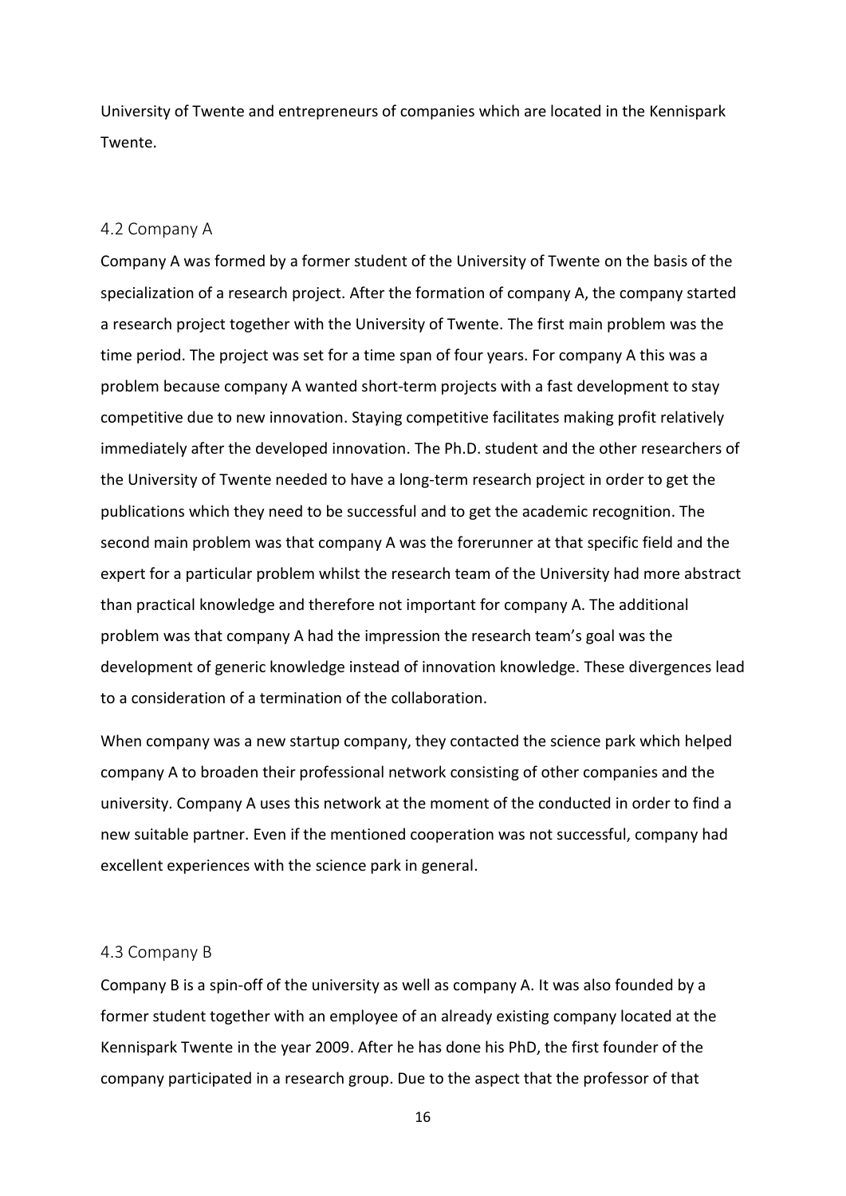University of Twente and entrepreneurs of companies which are located in the Kennispark Twente.

### 4.2 Company A

Company A was formed by a former student of the University of Twente on the basis of the specialization of a research project. After the formation of company A, the company started a research project together with the University of Twente. The first main problem was the time period. The project was set for a time span of four years. For company A this was a problem because company A wanted short-term projects with a fast development to stay competitive due to new innovation. Staying competitive facilitates making profit relatively immediately after the developed innovation. The Ph.D. student and the other researchers of the University of Twente needed to have a long-term research project in order to get the publications which they need to be successful and to get the academic recognition. The second main problem was that company A was the forerunner at that specific field and the expert for a particular problem whilst the research team of the University had more abstract than practical knowledge and therefore not important for company A. The additional problem was that company A had the impression the research team's goal was the development of generic knowledge instead of innovation knowledge. These divergences lead to a consideration of a termination of the collaboration.

When company was a new startup company, they contacted the science park which helped company A to broaden their professional network consisting of other companies and the university. Company A uses this network at the moment of the conducted in order to find a new suitable partner. Even if the mentioned cooperation was not successful, company had excellent experiences with the science park in general.

### 4.3 Company B

Company B is a spin-off of the university as well as company A. It was also founded by a former student together with an employee of an already existing company located at the Kennispark Twente in the year 2009. After he has done his PhD, the first founder of the company participated in a research group. Due to the aspect that the professor of that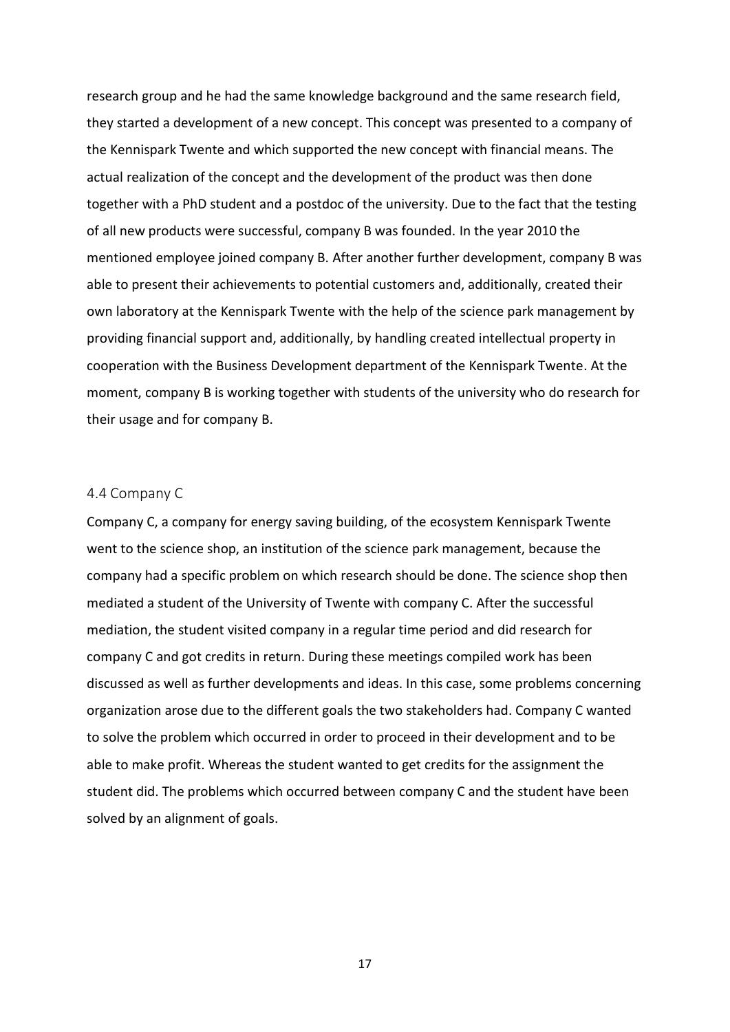research group and he had the same knowledge background and the same research field, they started a development of a new concept. This concept was presented to a company of the Kennispark Twente and which supported the new concept with financial means. The actual realization of the concept and the development of the product was then done together with a PhD student and a postdoc of the university. Due to the fact that the testing of all new products were successful, company B was founded. In the year 2010 the mentioned employee joined company B. After another further development, company B was able to present their achievements to potential customers and, additionally, created their own laboratory at the Kennispark Twente with the help of the science park management by providing financial support and, additionally, by handling created intellectual property in cooperation with the Business Development department of the Kennispark Twente. At the moment, company B is working together with students of the university who do research for their usage and for company B.

## 4.4 Company C

Company C, a company for energy saving building, of the ecosystem Kennispark Twente went to the science shop, an institution of the science park management, because the company had a specific problem on which research should be done. The science shop then mediated a student of the University of Twente with company C. After the successful mediation, the student visited company in a regular time period and did research for company C and got credits in return. During these meetings compiled work has been discussed as well as further developments and ideas. In this case, some problems concerning organization arose due to the different goals the two stakeholders had. Company C wanted to solve the problem which occurred in order to proceed in their development and to be able to make profit. Whereas the student wanted to get credits for the assignment the student did. The problems which occurred between company C and the student have been solved by an alignment of goals.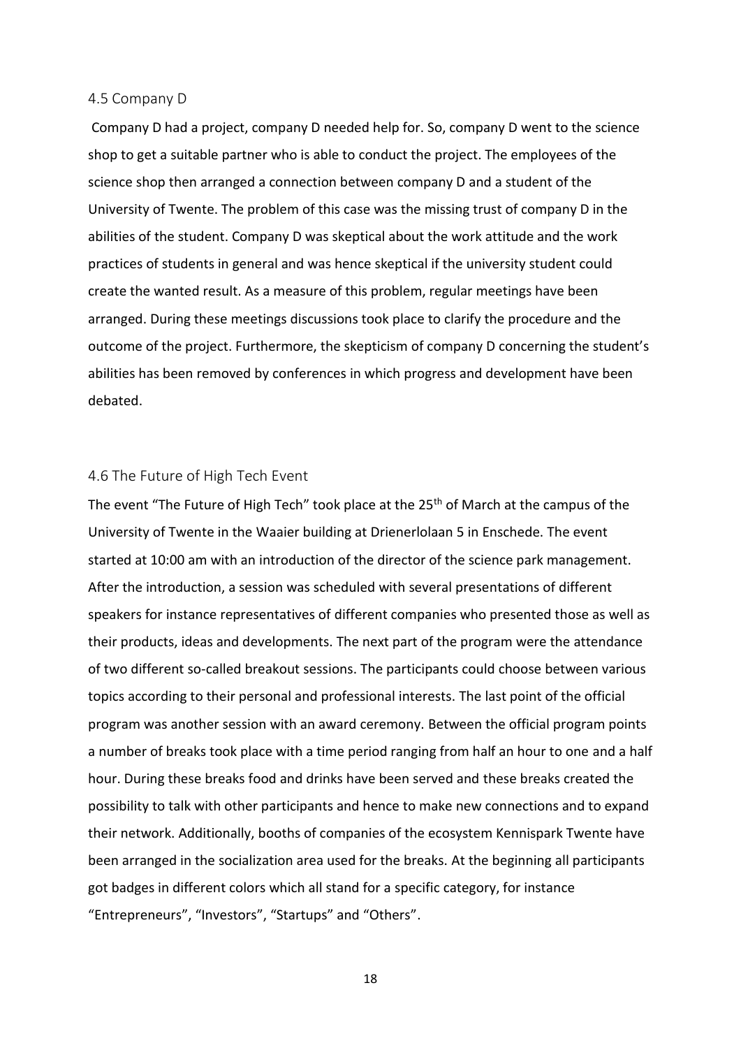### 4.5 Company D

Company D had a project, company D needed help for. So, company D went to the science shop to get a suitable partner who is able to conduct the project. The employees of the science shop then arranged a connection between company D and a student of the University of Twente. The problem of this case was the missing trust of company D in the abilities of the student. Company D was skeptical about the work attitude and the work practices of students in general and was hence skeptical if the university student could create the wanted result. As a measure of this problem, regular meetings have been arranged. During these meetings discussions took place to clarify the procedure and the outcome of the project. Furthermore, the skepticism of company D concerning the student's abilities has been removed by conferences in which progress and development have been debated.

### 4.6 The Future of High Tech Event

The event "The Future of High Tech" took place at the 25th of March at the campus of the University of Twente in the Waaier building at Drienerlolaan 5 in Enschede. The event started at 10:00 am with an introduction of the director of the science park management. After the introduction, a session was scheduled with several presentations of different speakers for instance representatives of different companies who presented those as well as their products, ideas and developments. The next part of the program were the attendance of two different so-called breakout sessions. The participants could choose between various topics according to their personal and professional interests. The last point of the official program was another session with an award ceremony. Between the official program points a number of breaks took place with a time period ranging from half an hour to one and a half hour. During these breaks food and drinks have been served and these breaks created the possibility to talk with other participants and hence to make new connections and to expand their network. Additionally, booths of companies of the ecosystem Kennispark Twente have been arranged in the socialization area used for the breaks. At the beginning all participants got badges in different colors which all stand for a specific category, for instance "Entrepreneurs", "Investors", "Startups" and "Others".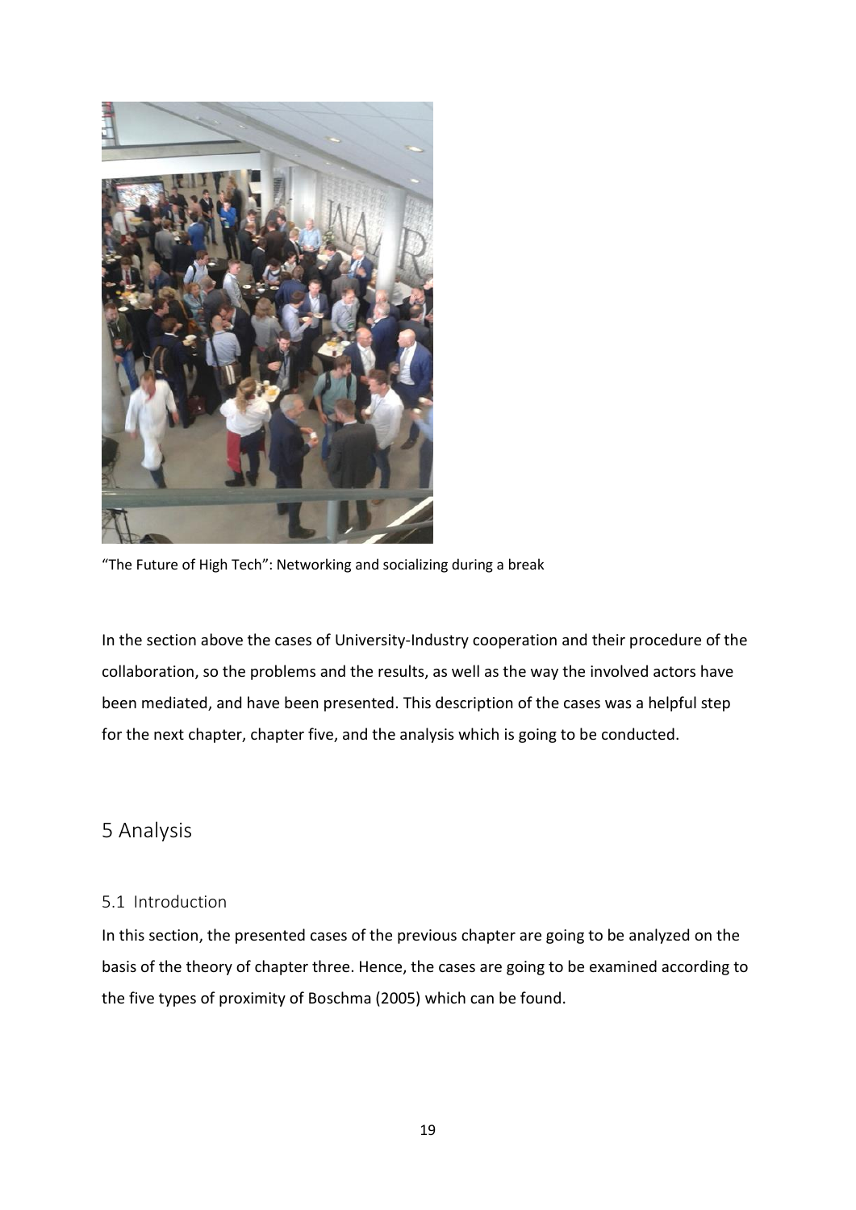“The Future of High Tech”: Networking and socializing during a break

In the section above the cases of University-Industry cooperation and their procedure of the collaboration, so the problems and the results, as well as the way the involved actors have been mediated, and have been presented. This description of the cases was a helpful step for the next chapter, chapter five, and the analysis which is going to be conducted.

# 5 Analysis

## 5.1 Introduction

In this section, the presented cases of the previous chapter are going to be analyzed on the basis of the theory of chapter three. Hence, the cases are going to be examined according to the five types of proximity of Boschma (2005) which can be found.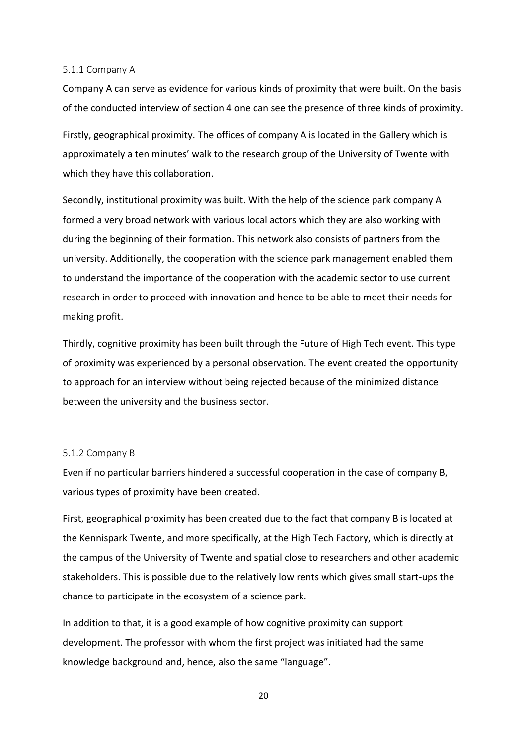### 5.1.1 Company A

Company A can serve as evidence for various kinds of proximity that were built. On the basis of the conducted interview of section 4 one can see the presence of three kinds of proximity.

Firstly, geographical proximity. The offices of company A is located in the Gallery which is approximately a ten minutes' walk to the research group of the University of Twente with which they have this collaboration.

Secondly, institutional proximity was built. With the help of the science park company A formed a very broad network with various local actors which they are also working with during the beginning of their formation. This network also consists of partners from the university. Additionally, the cooperation with the science park management enabled them to understand the importance of the cooperation with the academic sector to use current research in order to proceed with innovation and hence to be able to meet their needs for making profit.

Thirdly, cognitive proximity has been built through the Future of High Tech event. This type of proximity was experienced by a personal observation. The event created the opportunity to approach for an interview without being rejected because of the minimized distance between the university and the business sector.

### 5.1.2 Company B

Even if no particular barriers hindered a successful cooperation in the case of company B, various types of proximity have been created.

First, geographical proximity has been created due to the fact that company B is located at the Kennispark Twente, and more specifically, at the High Tech Factory, which is directly at the campus of the University of Twente and spatial close to researchers and other academic stakeholders. This is possible due to the relatively low rents which gives small start-ups the chance to participate in the ecosystem of a science park.

In addition to that, it is a good example of how cognitive proximity can support development. The professor with whom the first project was initiated had the same knowledge background and, hence, also the same "language".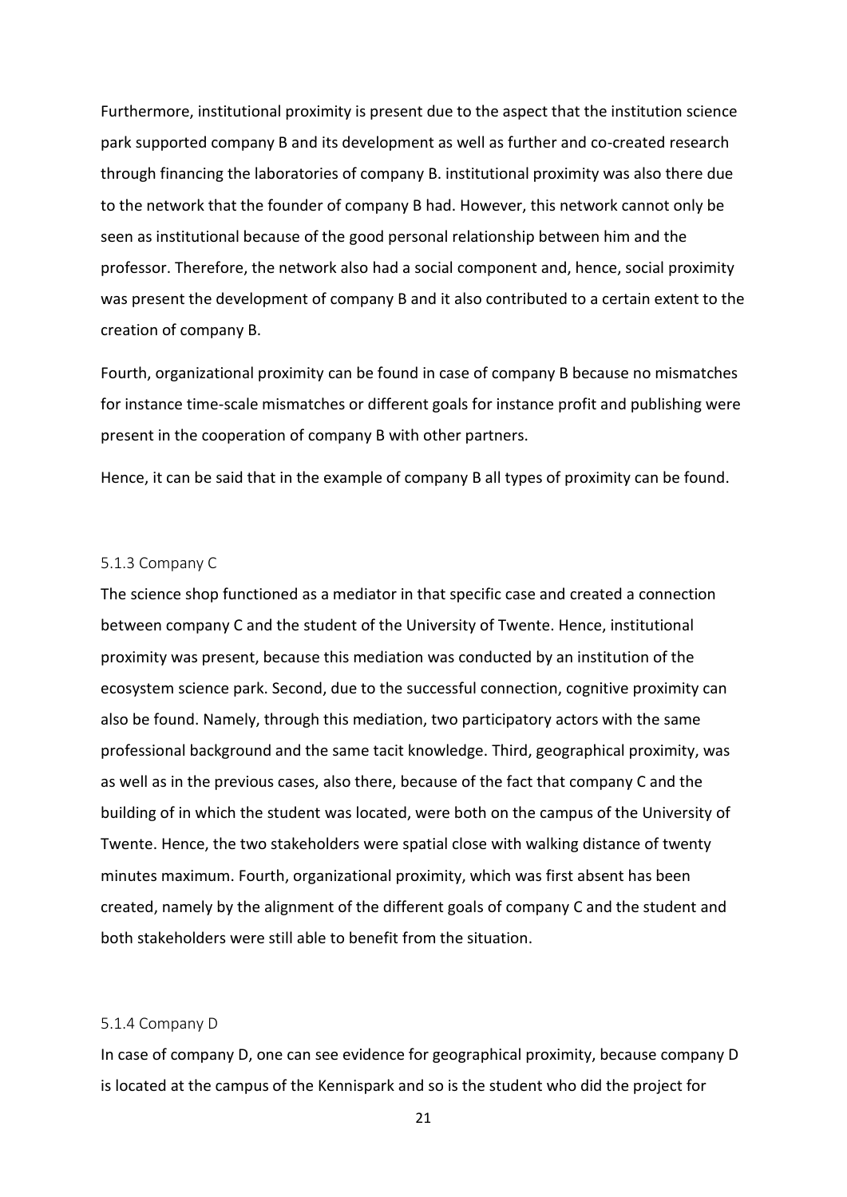Furthermore, institutional proximity is present due to the aspect that the institution science park supported company B and its development as well as further and co-created research through financing the laboratories of company B. institutional proximity was also there due to the network that the founder of company B had. However, this network cannot only be seen as institutional because of the good personal relationship between him and the professor. Therefore, the network also had a social component and, hence, social proximity was present the development of company B and it also contributed to a certain extent to the creation of company B.

Fourth, organizational proximity can be found in case of company B because no mismatches for instance time-scale mismatches or different goals for instance profit and publishing were present in the cooperation of company B with other partners.

Hence, it can be said that in the example of company B all types of proximity can be found.

### 5.1.3 Company C

The science shop functioned as a mediator in that specific case and created a connection between company C and the student of the University of Twente. Hence, institutional proximity was present, because this mediation was conducted by an institution of the ecosystem science park. Second, due to the successful connection, cognitive proximity can also be found. Namely, through this mediation, two participatory actors with the same professional background and the same tacit knowledge. Third, geographical proximity, was as well as in the previous cases, also there, because of the fact that company C and the building of in which the student was located, were both on the campus of the University of Twente. Hence, the two stakeholders were spatial close with walking distance of twenty minutes maximum. Fourth, organizational proximity, which was first absent has been created, namely by the alignment of the different goals of company C and the student and both stakeholders were still able to benefit from the situation.

### 5.1.4 Company D

In case of company D, one can see evidence for geographical proximity, because company D is located at the campus of the Kennispark and so is the student who did the project for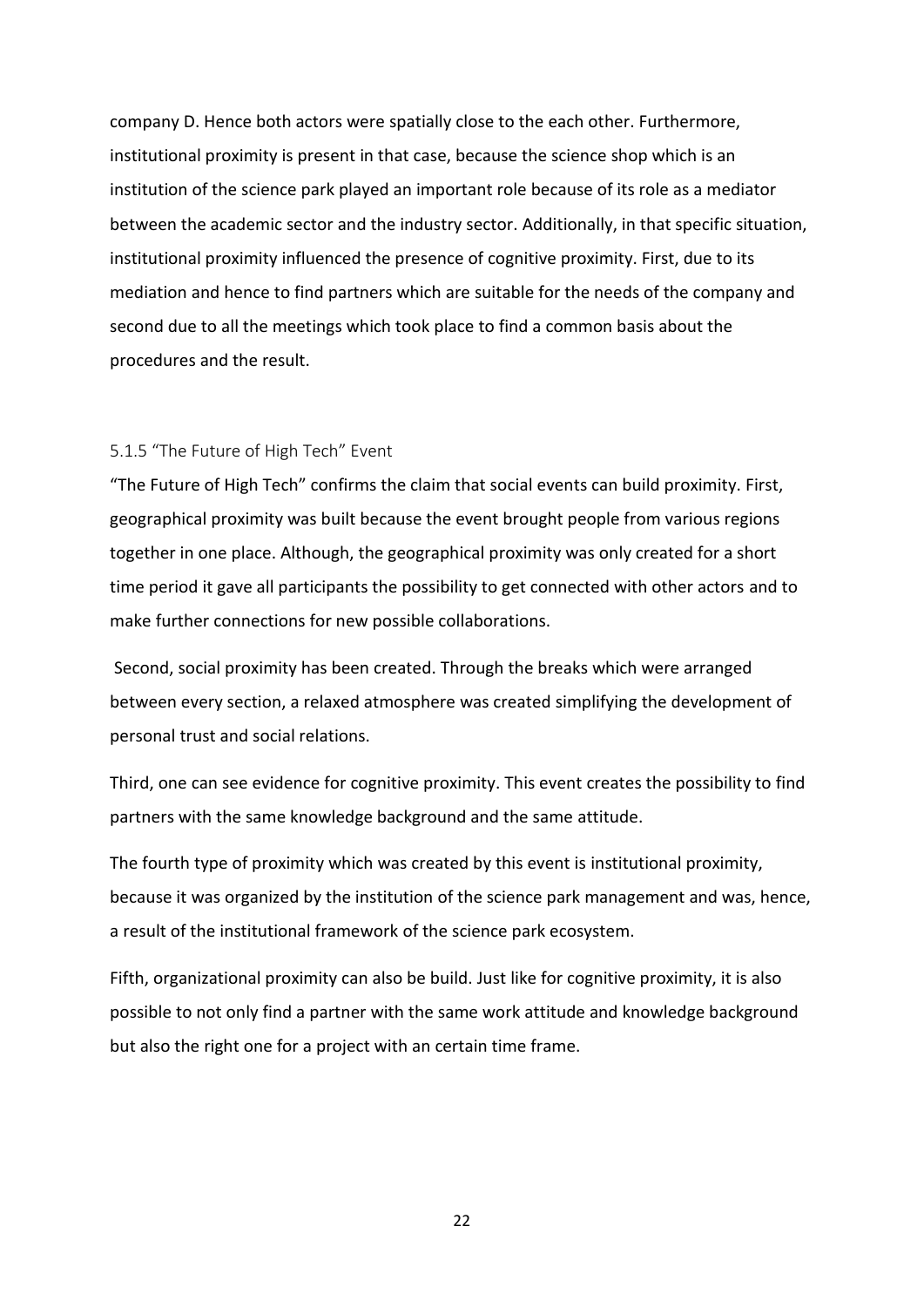company D. Hence both actors were spatially close to the each other. Furthermore, institutional proximity is present in that case, because the science shop which is an institution of the science park played an important role because of its role as a mediator between the academic sector and the industry sector. Additionally, in that specific situation, institutional proximity influenced the presence of cognitive proximity. First, due to its mediation and hence to find partners which are suitable for the needs of the company and second due to all the meetings which took place to find a common basis about the procedures and the result.

### 5.1.5 "The Future of High Tech" Event

"The Future of High Tech" confirms the claim that social events can build proximity. First, geographical proximity was built because the event brought people from various regions together in one place. Although, the geographical proximity was only created for a short time period it gave all participants the possibility to get connected with other actors and to make further connections for new possible collaborations.

Second, social proximity has been created. Through the breaks which were arranged between every section, a relaxed atmosphere was created simplifying the development of personal trust and social relations.

Third, one can see evidence for cognitive proximity. This event creates the possibility to find partners with the same knowledge background and the same attitude.

The fourth type of proximity which was created by this event is institutional proximity, because it was organized by the institution of the science park management and was, hence, a result of the institutional framework of the science park ecosystem.

Fifth, organizational proximity can also be build. Just like for cognitive proximity, it is also possible to not only find a partner with the same work attitude and knowledge background but also the right one for a project with an certain time frame.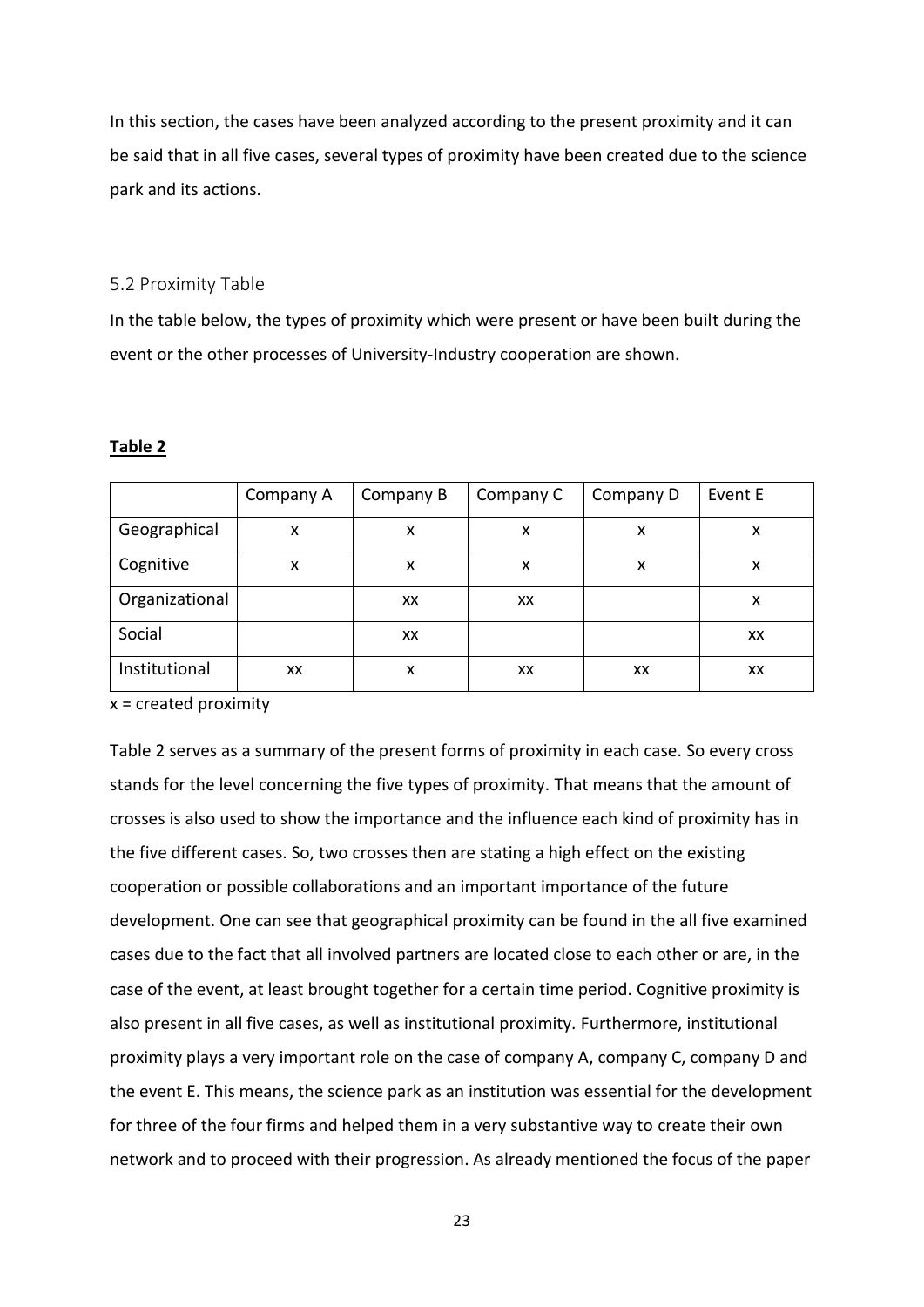In this section, the cases have been analyzed according to the present proximity and it can be said that in all five cases, several types of proximity have been created due to the science park and its actions.

## 5.2 Proximity Table

In the table below, the types of proximity which were present or have been built during the event or the other processes of University-Industry cooperation are shown.

**Table 2**

| | Company A | Company B | Company C | Company D | Event E |
|---|---|---|---|---|---|
| Geographical | x | x | x | x | x |
| Cognitive | x | x | x | x | x |
| Organizational | | xx | xx | | x |
| Social | | xx | | | xx |
| Institutional | xx | x | xx | xx | xx |

x = created proximity

Table 2 serves as a summary of the present forms of proximity in each case. So every cross stands for the level concerning the five types of proximity. That means that the amount of crosses is also used to show the importance and the influence each kind of proximity has in the five different cases. So, two crosses then are stating a high effect on the existing cooperation or possible collaborations and an important importance of the future development. One can see that geographical proximity can be found in the all five examined cases due to the fact that all involved partners are located close to each other or are, in the case of the event, at least brought together for a certain time period. Cognitive proximity is also present in all five cases, as well as institutional proximity. Furthermore, institutional proximity plays a very important role on the case of company A, company C, company D and the event E. This means, the science park as an institution was essential for the development for three of the four firms and helped them in a very substantive way to create their own network and to proceed with their progression. As already mentioned the focus of the paper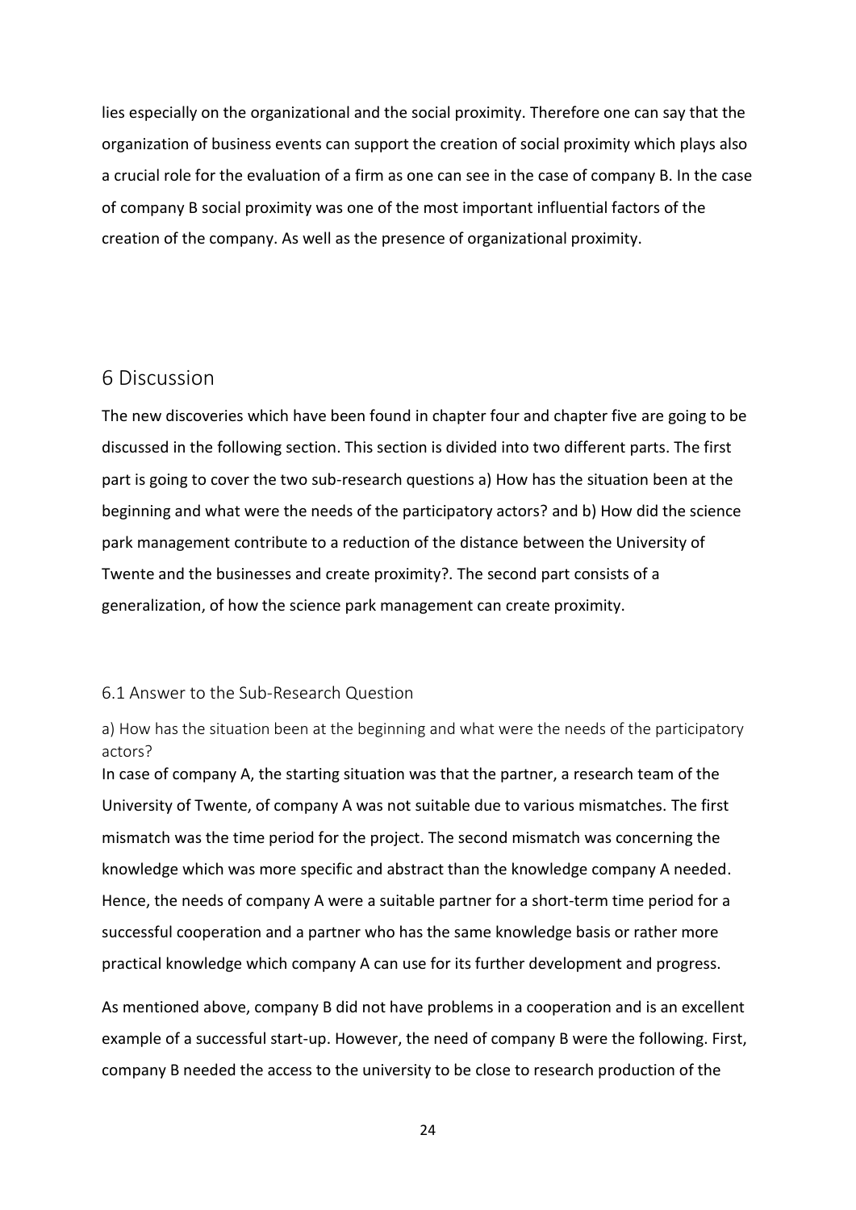lies especially on the organizational and the social proximity. Therefore one can say that the organization of business events can support the creation of social proximity which plays also a crucial role for the evaluation of a firm as one can see in the case of company B. In the case of company B social proximity was one of the most important influential factors of the creation of the company. As well as the presence of organizational proximity.

# 6 Discussion

The new discoveries which have been found in chapter four and chapter five are going to be discussed in the following section. This section is divided into two different parts. The first part is going to cover the two sub-research questions a) How has the situation been at the beginning and what were the needs of the participatory actors? and b) How did the science park management contribute to a reduction of the distance between the University of Twente and the businesses and create proximity?. The second part consists of a generalization, of how the science park management can create proximity.

## 6.1 Answer to the Sub-Research Question

### a) How has the situation been at the beginning and what were the needs of the participatory actors?

In case of company A, the starting situation was that the partner, a research team of the University of Twente, of company A was not suitable due to various mismatches. The first mismatch was the time period for the project. The second mismatch was concerning the knowledge which was more specific and abstract than the knowledge company A needed. Hence, the needs of company A were a suitable partner for a short-term time period for a successful cooperation and a partner who has the same knowledge basis or rather more practical knowledge which company A can use for its further development and progress.

As mentioned above, company B did not have problems in a cooperation and is an excellent example of a successful start-up. However, the need of company B were the following. First, company B needed the access to the university to be close to research production of the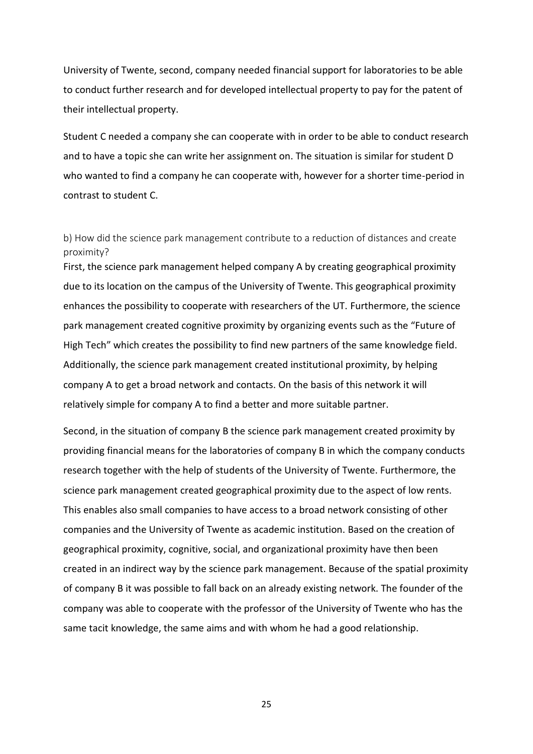University of Twente, second, company needed financial support for laboratories to be able to conduct further research and for developed intellectual property to pay for the patent of their intellectual property.

Student C needed a company she can cooperate with in order to be able to conduct research and to have a topic she can write her assignment on. The situation is similar for student D who wanted to find a company he can cooperate with, however for a shorter time-period in contrast to student C.

### b) How did the science park management contribute to a reduction of distances and create proximity?

First, the science park management helped company A by creating geographical proximity due to its location on the campus of the University of Twente. This geographical proximity enhances the possibility to cooperate with researchers of the UT. Furthermore, the science park management created cognitive proximity by organizing events such as the "Future of High Tech" which creates the possibility to find new partners of the same knowledge field. Additionally, the science park management created institutional proximity, by helping company A to get a broad network and contacts. On the basis of this network it will relatively simple for company A to find a better and more suitable partner.

Second, in the situation of company B the science park management created proximity by providing financial means for the laboratories of company B in which the company conducts research together with the help of students of the University of Twente. Furthermore, the science park management created geographical proximity due to the aspect of low rents. This enables also small companies to have access to a broad network consisting of other companies and the University of Twente as academic institution. Based on the creation of geographical proximity, cognitive, social, and organizational proximity have then been created in an indirect way by the science park management. Because of the spatial proximity of company B it was possible to fall back on an already existing network. The founder of the company was able to cooperate with the professor of the University of Twente who has the same tacit knowledge, the same aims and with whom he had a good relationship.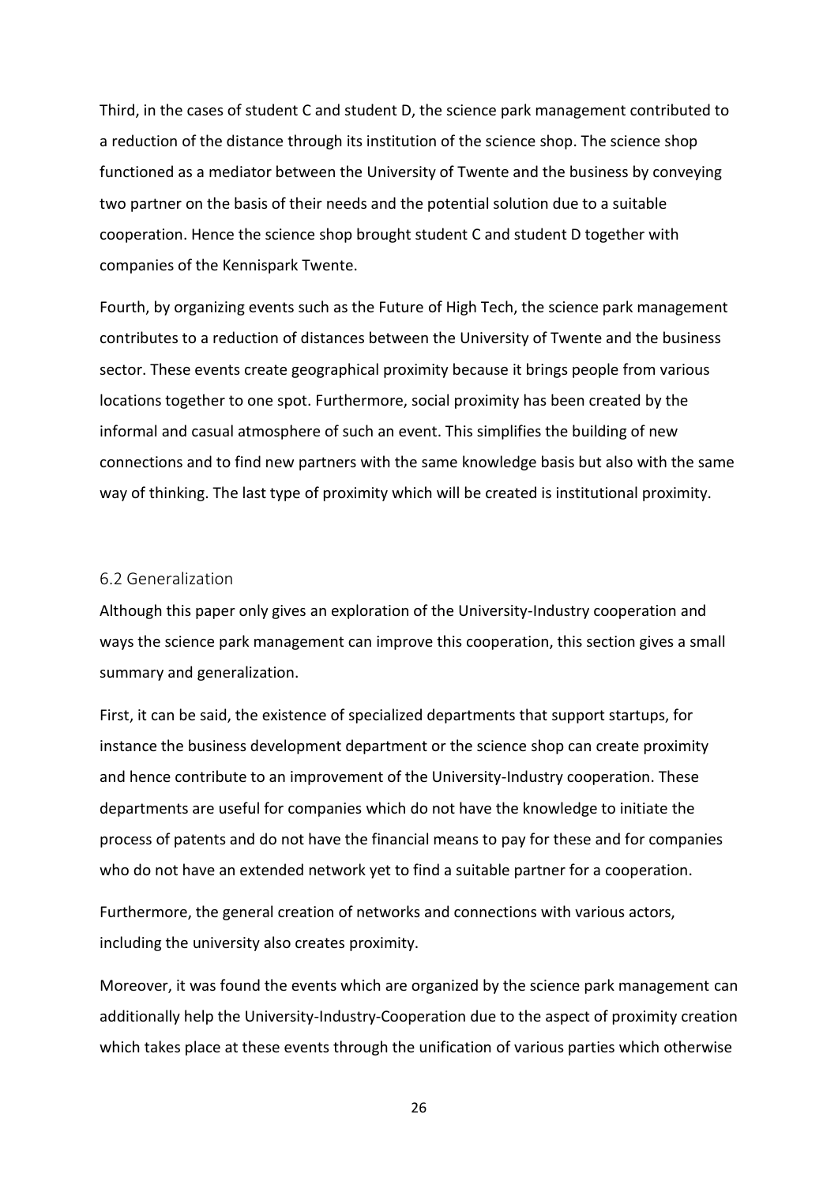Third, in the cases of student C and student D, the science park management contributed to a reduction of the distance through its institution of the science shop. The science shop functioned as a mediator between the University of Twente and the business by conveying two partner on the basis of their needs and the potential solution due to a suitable cooperation. Hence the science shop brought student C and student D together with companies of the Kennispark Twente.

Fourth, by organizing events such as the Future of High Tech, the science park management contributes to a reduction of distances between the University of Twente and the business sector. These events create geographical proximity because it brings people from various locations together to one spot. Furthermore, social proximity has been created by the informal and casual atmosphere of such an event. This simplifies the building of new connections and to find new partners with the same knowledge basis but also with the same way of thinking. The last type of proximity which will be created is institutional proximity.

### 6.2 Generalization

Although this paper only gives an exploration of the University-Industry cooperation and ways the science park management can improve this cooperation, this section gives a small summary and generalization.

First, it can be said, the existence of specialized departments that support startups, for instance the business development department or the science shop can create proximity and hence contribute to an improvement of the University-Industry cooperation. These departments are useful for companies which do not have the knowledge to initiate the process of patents and do not have the financial means to pay for these and for companies who do not have an extended network yet to find a suitable partner for a cooperation.

Furthermore, the general creation of networks and connections with various actors, including the university also creates proximity.

Moreover, it was found the events which are organized by the science park management can additionally help the University-Industry-Cooperation due to the aspect of proximity creation which takes place at these events through the unification of various parties which otherwise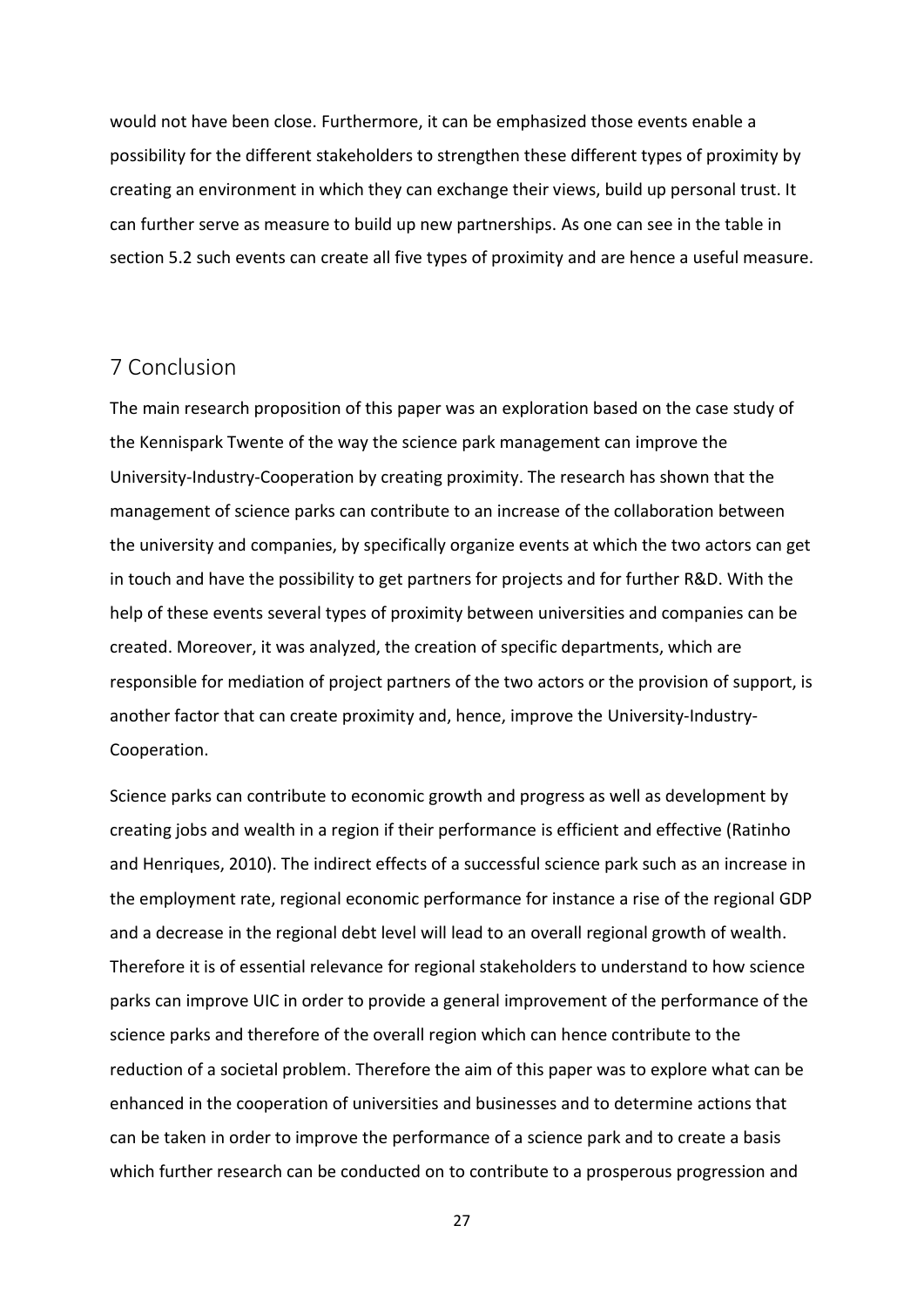would not have been close. Furthermore, it can be emphasized those events enable a possibility for the different stakeholders to strengthen these different types of proximity by creating an environment in which they can exchange their views, build up personal trust. It can further serve as measure to build up new partnerships. As one can see in the table in section 5.2 such events can create all five types of proximity and are hence a useful measure.

# 7 Conclusion

The main research proposition of this paper was an exploration based on the case study of the Kennispark Twente of the way the science park management can improve the University-Industry-Cooperation by creating proximity. The research has shown that the management of science parks can contribute to an increase of the collaboration between the university and companies, by specifically organize events at which the two actors can get in touch and have the possibility to get partners for projects and for further R&D. With the help of these events several types of proximity between universities and companies can be created. Moreover, it was analyzed, the creation of specific departments, which are responsible for mediation of project partners of the two actors or the provision of support, is another factor that can create proximity and, hence, improve the University-Industry-Cooperation.

Science parks can contribute to economic growth and progress as well as development by creating jobs and wealth in a region if their performance is efficient and effective (Ratinho and Henriques, 2010). The indirect effects of a successful science park such as an increase in the employment rate, regional economic performance for instance a rise of the regional GDP and a decrease in the regional debt level will lead to an overall regional growth of wealth. Therefore it is of essential relevance for regional stakeholders to understand to how science parks can improve UIC in order to provide a general improvement of the performance of the science parks and therefore of the overall region which can hence contribute to the reduction of a societal problem. Therefore the aim of this paper was to explore what can be enhanced in the cooperation of universities and businesses and to determine actions that can be taken in order to improve the performance of a science park and to create a basis which further research can be conducted on to contribute to a prosperous progression and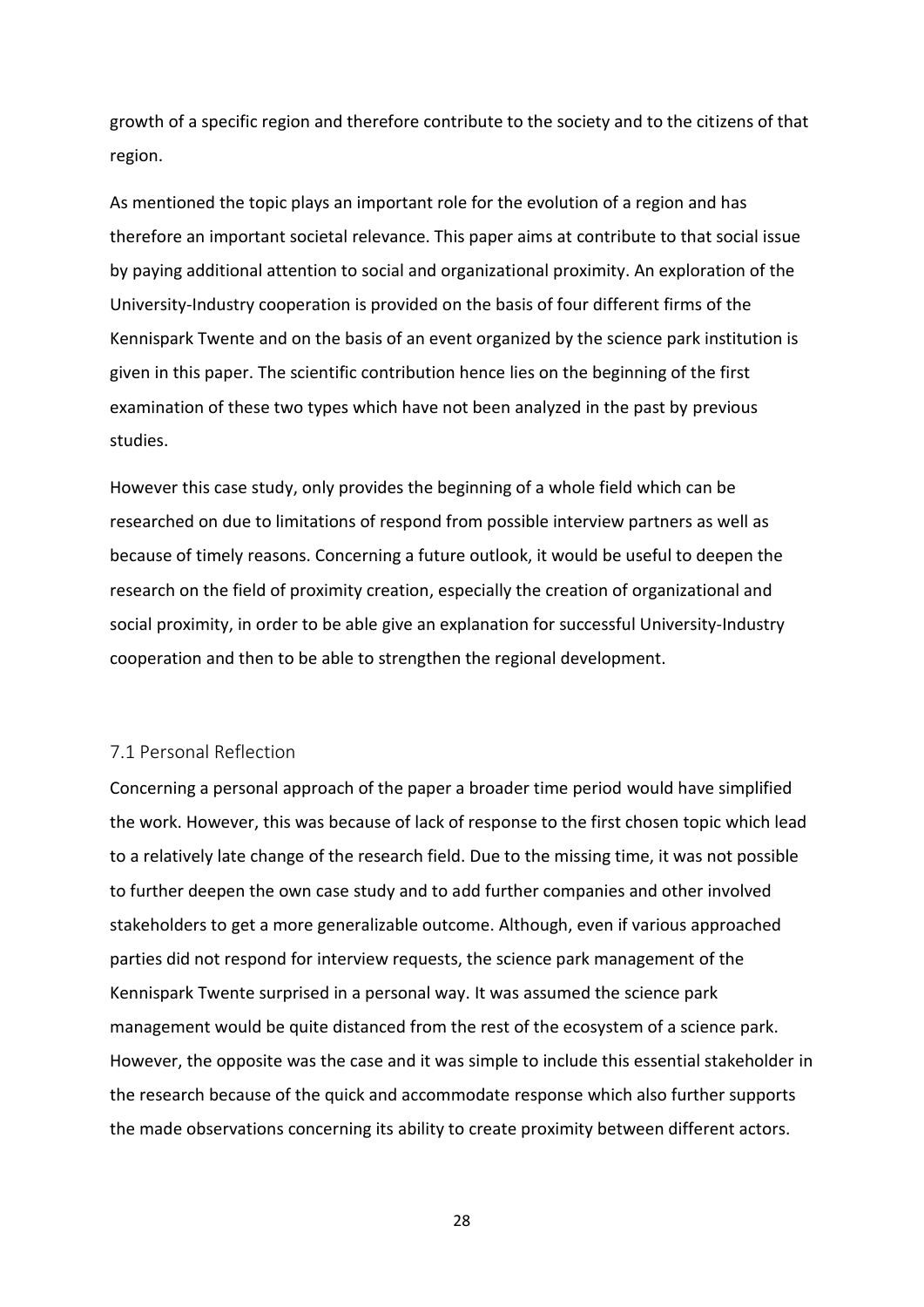growth of a specific region and therefore contribute to the society and to the citizens of that region.

As mentioned the topic plays an important role for the evolution of a region and has therefore an important societal relevance. This paper aims at contribute to that social issue by paying additional attention to social and organizational proximity. An exploration of the University-Industry cooperation is provided on the basis of four different firms of the Kennispark Twente and on the basis of an event organized by the science park institution is given in this paper. The scientific contribution hence lies on the beginning of the first examination of these two types which have not been analyzed in the past by previous studies.

However this case study, only provides the beginning of a whole field which can be researched on due to limitations of respond from possible interview partners as well as because of timely reasons. Concerning a future outlook, it would be useful to deepen the research on the field of proximity creation, especially the creation of organizational and social proximity, in order to be able give an explanation for successful University-Industry cooperation and then to be able to strengthen the regional development.

## 7.1 Personal Reflection

Concerning a personal approach of the paper a broader time period would have simplified the work. However, this was because of lack of response to the first chosen topic which lead to a relatively late change of the research field. Due to the missing time, it was not possible to further deepen the own case study and to add further companies and other involved stakeholders to get a more generalizable outcome. Although, even if various approached parties did not respond for interview requests, the science park management of the Kennispark Twente surprised in a personal way. It was assumed the science park management would be quite distanced from the rest of the ecosystem of a science park. However, the opposite was the case and it was simple to include this essential stakeholder in the research because of the quick and accommodate response which also further supports the made observations concerning its ability to create proximity between different actors.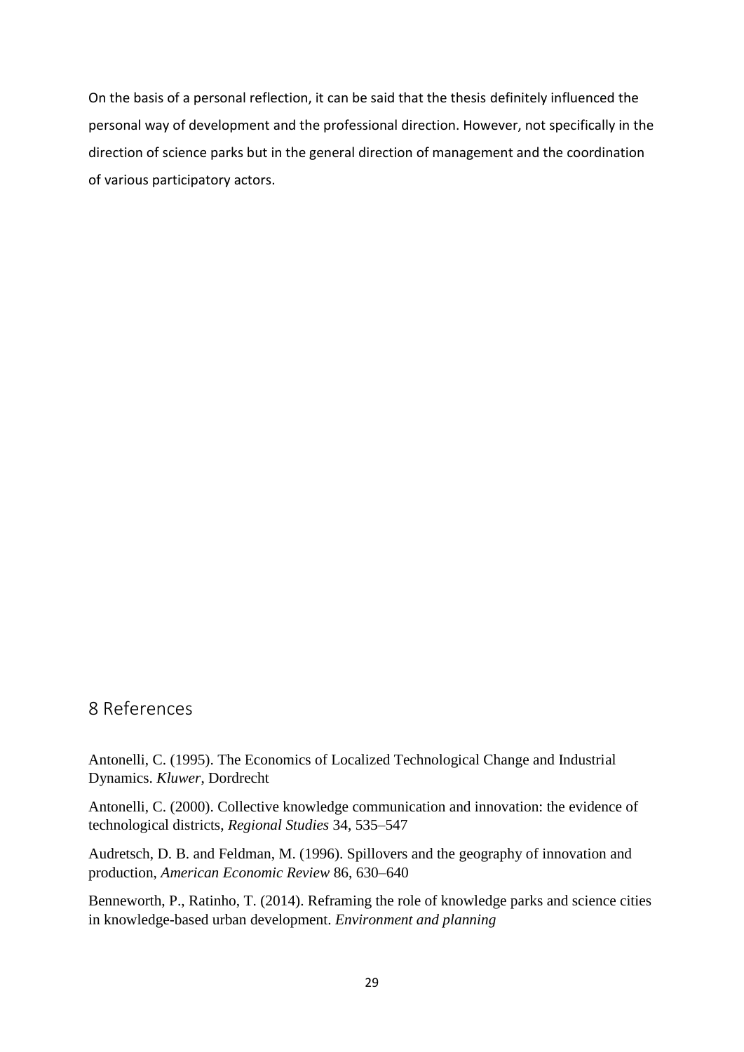On the basis of a personal reflection, it can be said that the thesis definitely influenced the personal way of development and the professional direction. However, not specifically in the direction of science parks but in the general direction of management and the coordination of various participatory actors.

# 8 References

Antonelli, C. (1995). The Economics of Localized Technological Change and Industrial Dynamics. *Kluwer*, Dordrecht

Antonelli, C. (2000). Collective knowledge communication and innovation: the evidence of technological districts, *Regional Studies* 34, 535–547

Audretsch, D. B. and Feldman, M. (1996). Spillovers and the geography of innovation and production, *American Economic Review* 86, 630–640

Benneworth, P., Ratinho, T. (2014). Reframing the role of knowledge parks and science cities in knowledge-based urban development. *Environment and planning*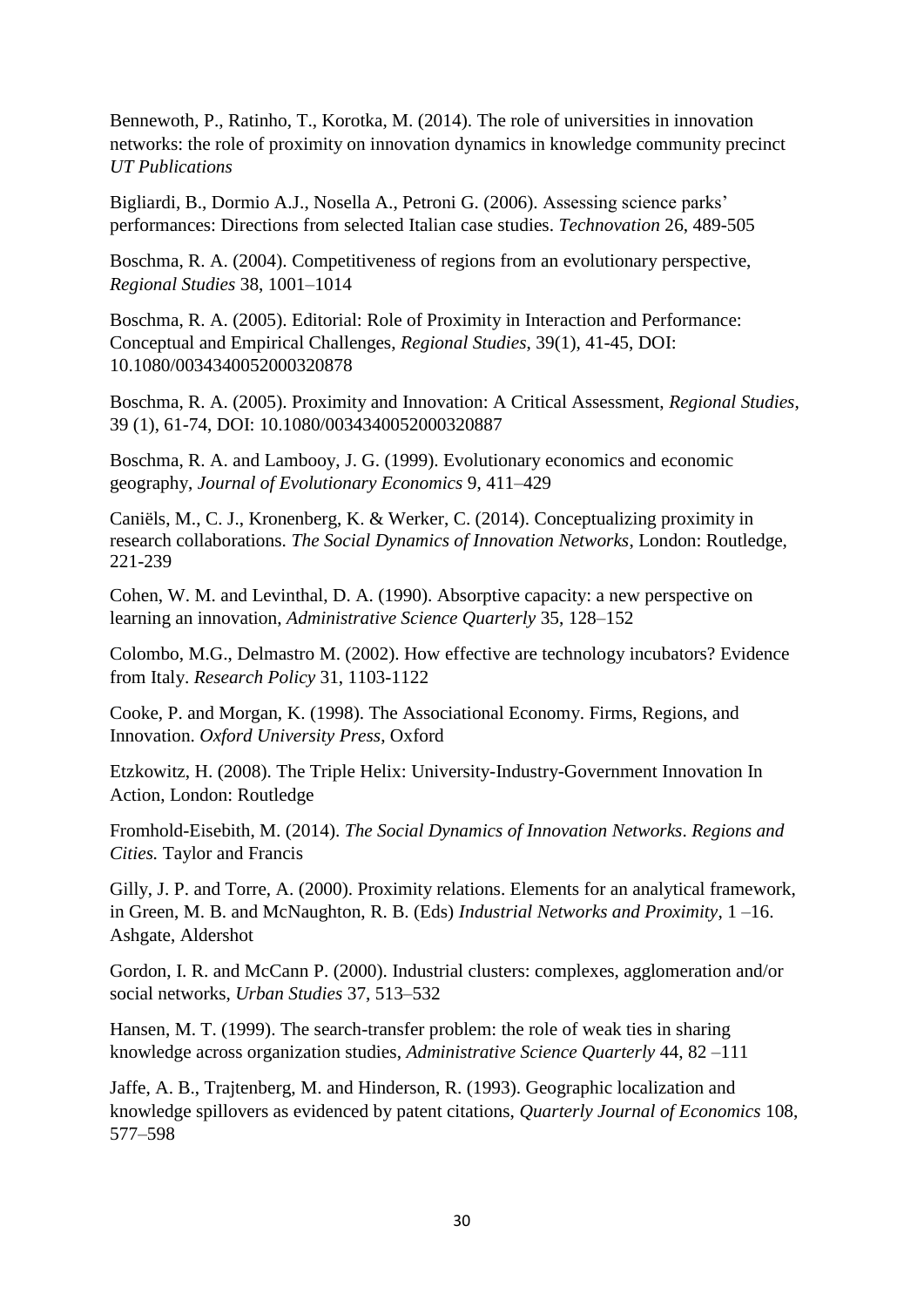Bennewoth, P., Ratinho, T., Korotka, M. (2014). The role of universities in innovation networks: the role of proximity on innovation dynamics in knowledge community precinct *UT Publications*

Bigliardi, B., Dormio A.J., Nosella A., Petroni G. (2006). Assessing science parks' performances: Directions from selected Italian case studies. *Technovation* 26, 489-505

Boschma, R. A. (2004). Competitiveness of regions from an evolutionary perspective, *Regional Studies* 38, 1001–1014

Boschma, R. A. (2005). Editorial: Role of Proximity in Interaction and Performance: Conceptual and Empirical Challenges, *Regional Studies*, 39(1), 41-45, DOI: 10.1080/0034340052000320878

Boschma, R. A. (2005). Proximity and Innovation: A Critical Assessment, *Regional Studies*, 39 (1), 61-74, DOI: 10.1080/0034340052000320887

Boschma, R. A. and Lambooy, J. G. (1999). Evolutionary economics and economic geography, *Journal of Evolutionary Economics* 9, 411–429

Caniëls, M., C. J., Kronenberg, K. & Werker, C. (2014). Conceptualizing proximity in research collaborations. *The Social Dynamics of Innovation Networks*, London: Routledge, 221-239

Cohen, W. M. and Levinthal, D. A. (1990). Absorptive capacity: a new perspective on learning an innovation, *Administrative Science Quarterly* 35, 128–152

Colombo, M.G., Delmastro M. (2002). How effective are technology incubators? Evidence from Italy. *Research Policy* 31, 1103-1122

Cooke, P. and Morgan, K. (1998). The Associational Economy. Firms, Regions, and Innovation. *Oxford University Press*, Oxford

Etzkowitz, H. (2008). The Triple Helix: University-Industry-Government Innovation In Action, London: Routledge

Fromhold-Eisebith, M. (2014). *The Social Dynamics of Innovation Networks*. *Regions and Cities.* Taylor and Francis

Gilly, J. P. and Torre, A. (2000). Proximity relations. Elements for an analytical framework, in Green, M. B. and McNaughton, R. B. (Eds) *Industrial Networks and Proximity*, 1 –16. Ashgate, Aldershot

Gordon, I. R. and McCann P. (2000). Industrial clusters: complexes, agglomeration and/or social networks, *Urban Studies* 37, 513–532

Hansen, M. T. (1999). The search-transfer problem: the role of weak ties in sharing knowledge across organization studies, *Administrative Science Quarterly* 44, 82 –111

Jaffe, A. B., Trajtenberg, M. and Hinderson, R. (1993). Geographic localization and knowledge spillovers as evidenced by patent citations, *Quarterly Journal of Economics* 108, 577–598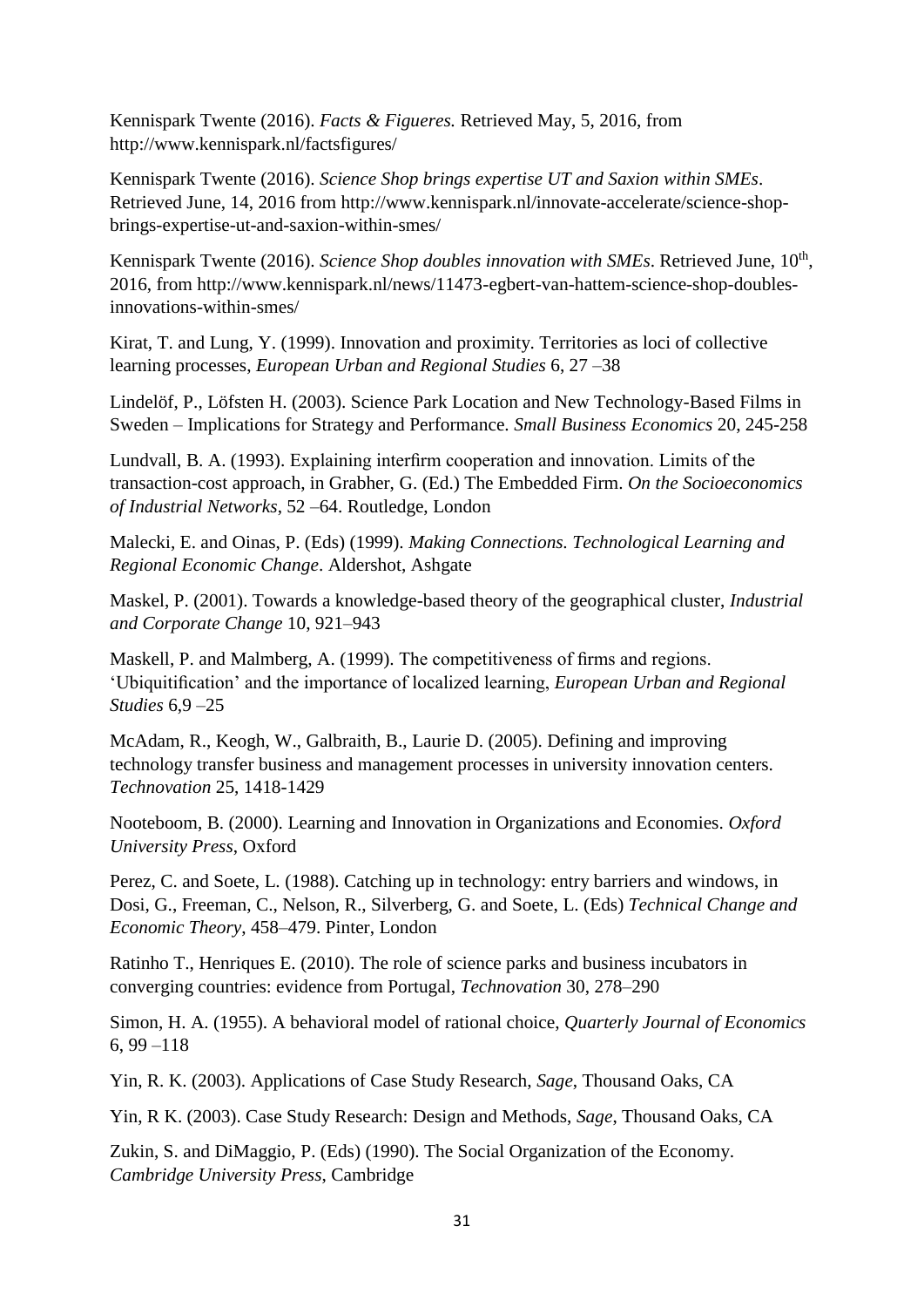Kennispark Twente (2016). *Facts & Figueres.* Retrieved May, 5, 2016, from http://www.kennispark.nl/factsfigures/

Kennispark Twente (2016). *Science Shop brings expertise UT and Saxion within SMEs*. Retrieved June, 14, 2016 from http://www.kennispark.nl/innovate-accelerate/science-shop-brings-expertise-ut-and-saxion-within-smes/

Kennispark Twente (2016). *Science Shop doubles innovation with SMEs*. Retrieved June, 10th, 2016, from http://www.kennispark.nl/news/11473-egbert-van-hattem-science-shop-doubles-innovations-within-smes/

Kirat, T. and Lung, Y. (1999). Innovation and proximity. Territories as loci of collective learning processes, *European Urban and Regional Studies* 6, 27 –38

Lindelöf, P., Löfsten H. (2003). Science Park Location and New Technology-Based Films in Sweden – Implications for Strategy and Performance. *Small Business Economics* 20, 245-258

Lundvall, B. A. (1993). Explaining interfirm cooperation and innovation. Limits of the transaction-cost approach, in Grabher, G. (Ed.) The Embedded Firm. *On the Socioeconomics of Industrial Networks*, 52 –64. Routledge, London

Malecki, E. and Oinas, P. (Eds) (1999). *Making Connections. Technological Learning and Regional Economic Change*. Aldershot, Ashgate

Maskel, P. (2001). Towards a knowledge-based theory of the geographical cluster, *Industrial and Corporate Change* 10, 921–943

Maskell, P. and Malmberg, A. (1999). The competitiveness of firms and regions. 'Ubiquitification' and the importance of localized learning, *European Urban and Regional Studies* 6,9 –25

McAdam, R., Keogh, W., Galbraith, B., Laurie D. (2005). Defining and improving technology transfer business and management processes in university innovation centers. *Technovation* 25, 1418-1429

Nooteboom, B. (2000). Learning and Innovation in Organizations and Economies. *Oxford University Press*, Oxford

Perez, C. and Soete, L. (1988). Catching up in technology: entry barriers and windows, in Dosi, G., Freeman, C., Nelson, R., Silverberg, G. and Soete, L. (Eds) *Technical Change and Economic Theory*, 458–479. Pinter, London

Ratinho T., Henriques E. (2010). The role of science parks and business incubators in converging countries: evidence from Portugal, *Technovation* 30, 278–290

Simon, H. A. (1955). A behavioral model of rational choice, *Quarterly Journal of Economics* 6, 99 –118

Yin, R. K. (2003). Applications of Case Study Research, *Sage*, Thousand Oaks, CA

Yin, R K. (2003). Case Study Research: Design and Methods, *Sage*, Thousand Oaks, CA

Zukin, S. and DiMaggio, P. (Eds) (1990). The Social Organization of the Economy. *Cambridge University Press*, Cambridge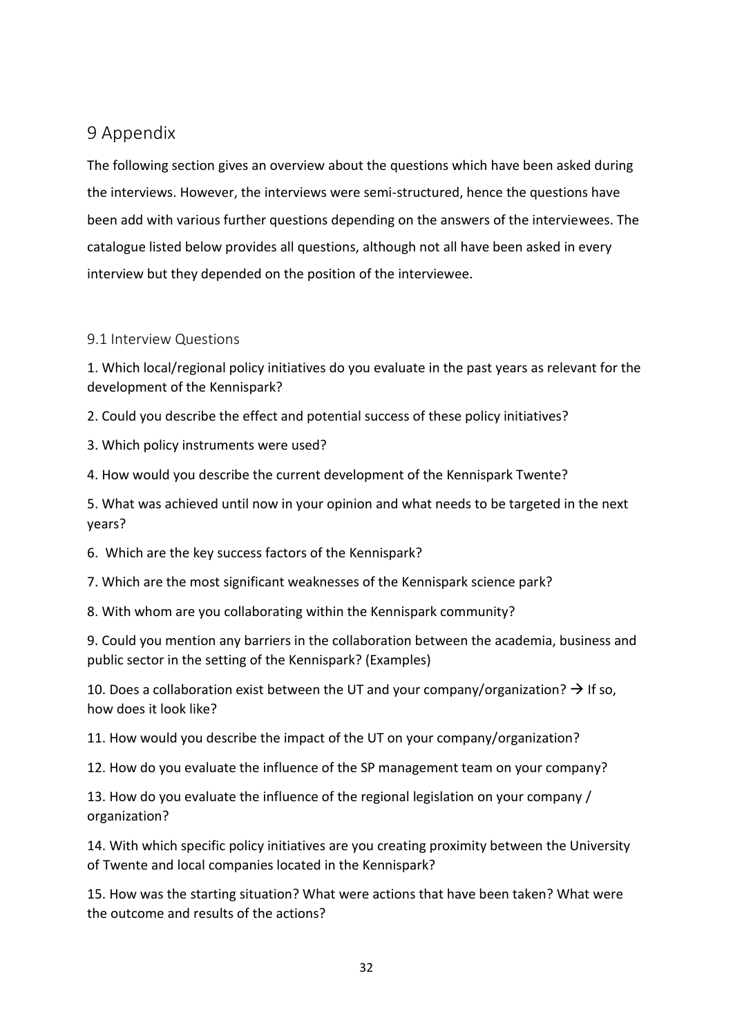# 9 Appendix

The following section gives an overview about the questions which have been asked during the interviews. However, the interviews were semi-structured, hence the questions have been add with various further questions depending on the answers of the interviewees. The catalogue listed below provides all questions, although not all have been asked in every interview but they depended on the position of the interviewee.

## 9.1 Interview Questions

1. Which local/regional policy initiatives do you evaluate in the past years as relevant for the development of the Kennispark?

2. Could you describe the effect and potential success of these policy initiatives?

3. Which policy instruments were used?

4. How would you describe the current development of the Kennispark Twente?

5. What was achieved until now in your opinion and what needs to be targeted in the next years?

6. Which are the key success factors of the Kennispark?

7. Which are the most significant weaknesses of the Kennispark science park?

8. With whom are you collaborating within the Kennispark community?

9. Could you mention any barriers in the collaboration between the academia, business and public sector in the setting of the Kennispark? (Examples)

10. Does a collaboration exist between the UT and your company/organization? → If so, how does it look like?

11. How would you describe the impact of the UT on your company/organization?

12. How do you evaluate the influence of the SP management team on your company?

13. How do you evaluate the influence of the regional legislation on your company / organization?

14. With which specific policy initiatives are you creating proximity between the University of Twente and local companies located in the Kennispark?

15. How was the starting situation? What were actions that have been taken? What were the outcome and results of the actions?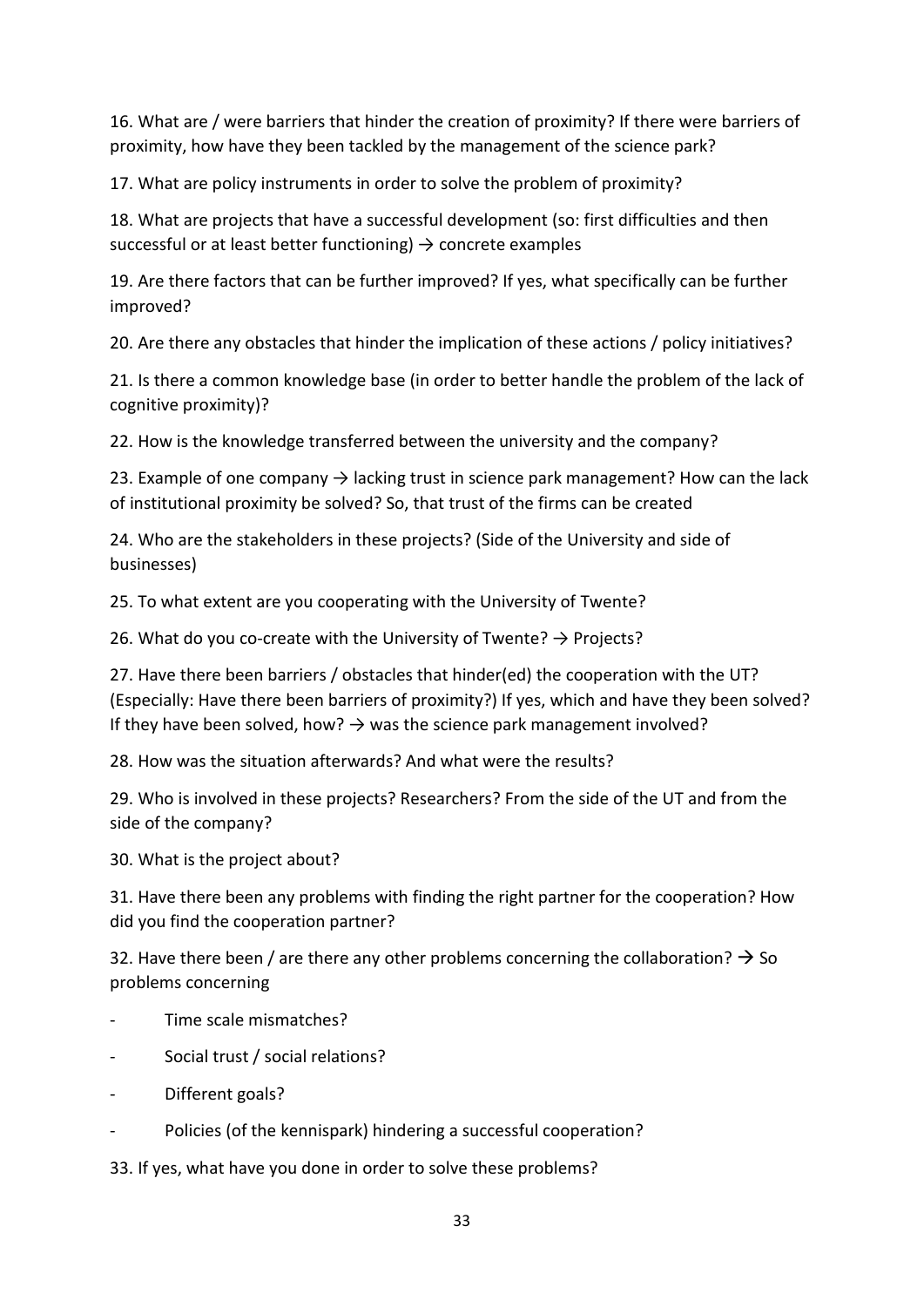16. What are / were barriers that hinder the creation of proximity? If there were barriers of proximity, how have they been tackled by the management of the science park?

17. What are policy instruments in order to solve the problem of proximity?

18. What are projects that have a successful development (so: first difficulties and then successful or at least better functioning) → concrete examples

19. Are there factors that can be further improved? If yes, what specifically can be further improved?

20. Are there any obstacles that hinder the implication of these actions / policy initiatives?

21. Is there a common knowledge base (in order to better handle the problem of the lack of cognitive proximity)?

22. How is the knowledge transferred between the university and the company?

23. Example of one company → lacking trust in science park management? How can the lack of institutional proximity be solved? So, that trust of the firms can be created

24. Who are the stakeholders in these projects? (Side of the University and side of businesses)

25. To what extent are you cooperating with the University of Twente?

26. What do you co-create with the University of Twente? → Projects?

27. Have there been barriers / obstacles that hinder(ed) the cooperation with the UT? (Especially: Have there been barriers of proximity?) If yes, which and have they been solved? If they have been solved, how? → was the science park management involved?

28. How was the situation afterwards? And what were the results?

29. Who is involved in these projects? Researchers? From the side of the UT and from the side of the company?

30. What is the project about?

31. Have there been any problems with finding the right partner for the cooperation? How did you find the cooperation partner?

32. Have there been / are there any other problems concerning the collaboration? → So problems concerning

- Time scale mismatches?
- Social trust / social relations?
- Different goals?
- Policies (of the kennispark) hindering a successful cooperation?

33. If yes, what have you done in order to solve these problems?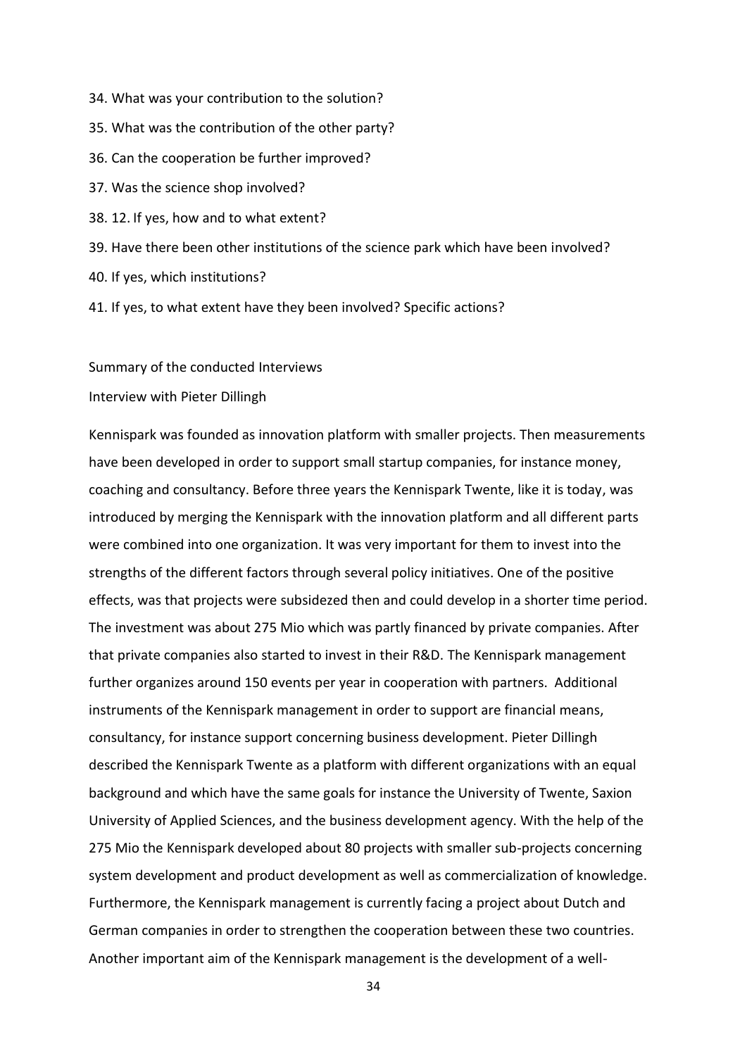34. What was your contribution to the solution?

35. What was the contribution of the other party?

36. Can the cooperation be further improved?

37. Was the science shop involved?

38. 12. If yes, how and to what extent?

39. Have there been other institutions of the science park which have been involved?

40. If yes, which institutions?

41. If yes, to what extent have they been involved? Specific actions?

Summary of the conducted Interviews

Interview with Pieter Dillingh

Kennispark was founded as innovation platform with smaller projects. Then measurements have been developed in order to support small startup companies, for instance money, coaching and consultancy. Before three years the Kennispark Twente, like it is today, was introduced by merging the Kennispark with the innovation platform and all different parts were combined into one organization. It was very important for them to invest into the strengths of the different factors through several policy initiatives. One of the positive effects, was that projects were subsidezed then and could develop in a shorter time period. The investment was about 275 Mio which was partly financed by private companies. After that private companies also started to invest in their R&D. The Kennispark management further organizes around 150 events per year in cooperation with partners. Additional instruments of the Kennispark management in order to support are financial means, consultancy, for instance support concerning business development. Pieter Dillingh described the Kennispark Twente as a platform with different organizations with an equal background and which have the same goals for instance the University of Twente, Saxion University of Applied Sciences, and the business development agency. With the help of the 275 Mio the Kennispark developed about 80 projects with smaller sub-projects concerning system development and product development as well as commercialization of knowledge. Furthermore, the Kennispark management is currently facing a project about Dutch and German companies in order to strengthen the cooperation between these two countries. Another important aim of the Kennispark management is the development of a well-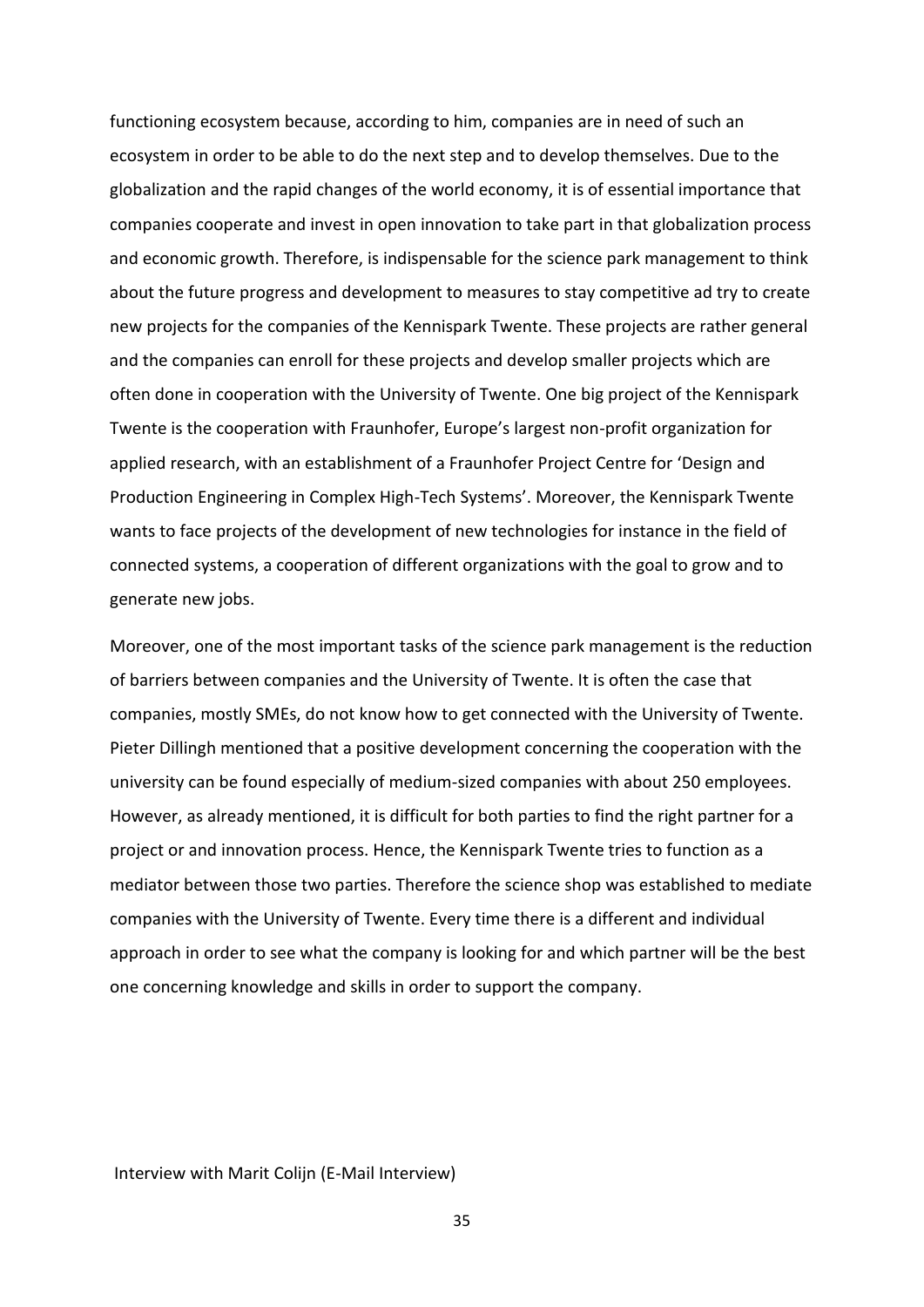functioning ecosystem because, according to him, companies are in need of such an ecosystem in order to be able to do the next step and to develop themselves. Due to the globalization and the rapid changes of the world economy, it is of essential importance that companies cooperate and invest in open innovation to take part in that globalization process and economic growth. Therefore, is indispensable for the science park management to think about the future progress and development to measures to stay competitive ad try to create new projects for the companies of the Kennispark Twente. These projects are rather general and the companies can enroll for these projects and develop smaller projects which are often done in cooperation with the University of Twente. One big project of the Kennispark Twente is the cooperation with Fraunhofer, Europe's largest non-profit organization for applied research, with an establishment of a Fraunhofer Project Centre for 'Design and Production Engineering in Complex High-Tech Systems'. Moreover, the Kennispark Twente wants to face projects of the development of new technologies for instance in the field of connected systems, a cooperation of different organizations with the goal to grow and to generate new jobs.

Moreover, one of the most important tasks of the science park management is the reduction of barriers between companies and the University of Twente. It is often the case that companies, mostly SMEs, do not know how to get connected with the University of Twente. Pieter Dillingh mentioned that a positive development concerning the cooperation with the university can be found especially of medium-sized companies with about 250 employees. However, as already mentioned, it is difficult for both parties to find the right partner for a project or and innovation process. Hence, the Kennispark Twente tries to function as a mediator between those two parties. Therefore the science shop was established to mediate companies with the University of Twente. Every time there is a different and individual approach in order to see what the company is looking for and which partner will be the best one concerning knowledge and skills in order to support the company.

Interview with Marit Colijn (E-Mail Interview)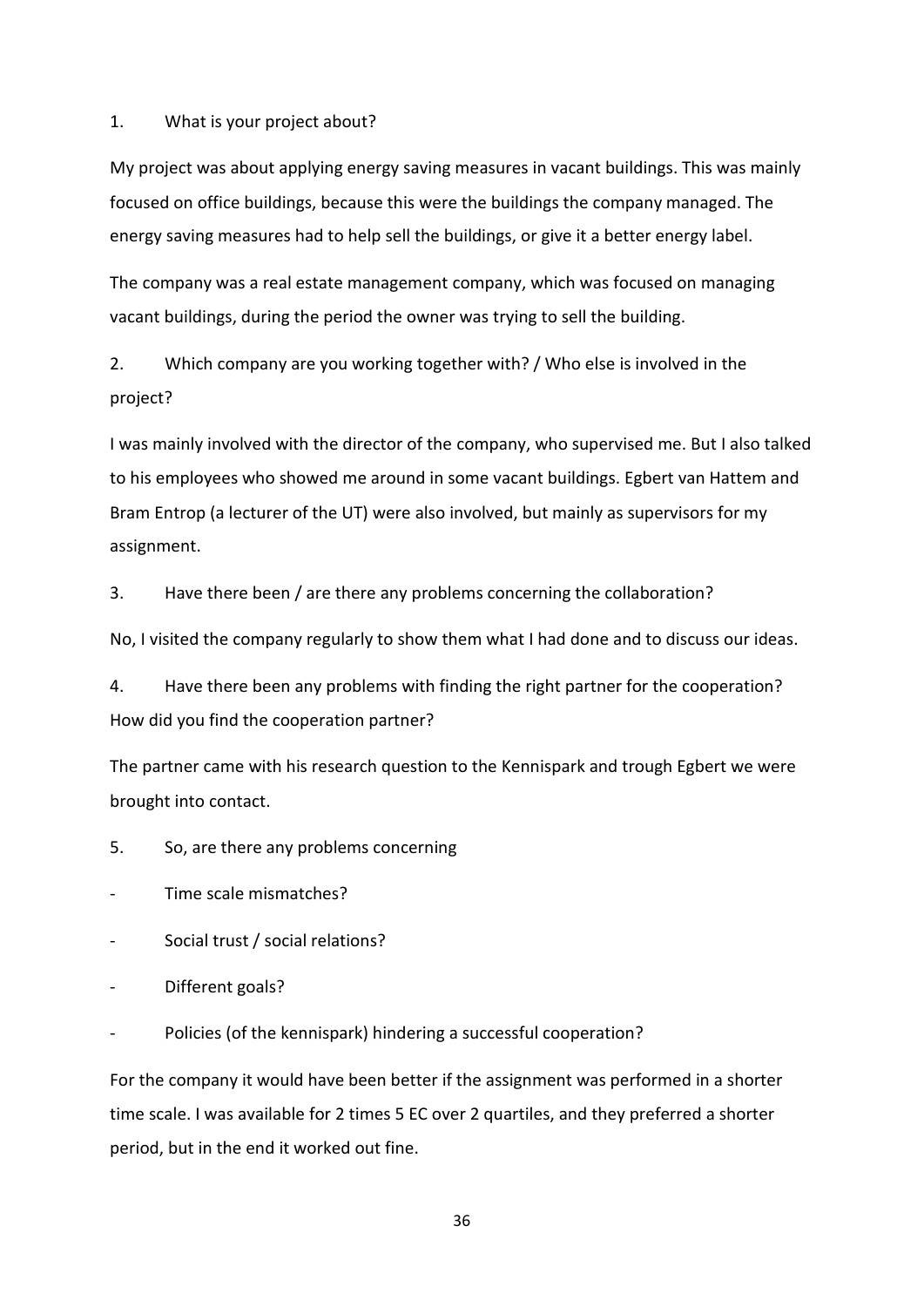1. What is your project about?

My project was about applying energy saving measures in vacant buildings. This was mainly focused on office buildings, because this were the buildings the company managed. The energy saving measures had to help sell the buildings, or give it a better energy label.

The company was a real estate management company, which was focused on managing vacant buildings, during the period the owner was trying to sell the building.

2. Which company are you working together with? / Who else is involved in the project?

I was mainly involved with the director of the company, who supervised me. But I also talked to his employees who showed me around in some vacant buildings. Egbert van Hattem and Bram Entrop (a lecturer of the UT) were also involved, but mainly as supervisors for my assignment.

3. Have there been / are there any problems concerning the collaboration?

No, I visited the company regularly to show them what I had done and to discuss our ideas.

4. Have there been any problems with finding the right partner for the cooperation? How did you find the cooperation partner?

The partner came with his research question to the Kennispark and trough Egbert we were brought into contact.

5. So, are there any problems concerning

- Time scale mismatches?
- Social trust / social relations?
- Different goals?
- Policies (of the kennispark) hindering a successful cooperation?

For the company it would have been better if the assignment was performed in a shorter time scale. I was available for 2 times 5 EC over 2 quartiles, and they preferred a shorter period, but in the end it worked out fine.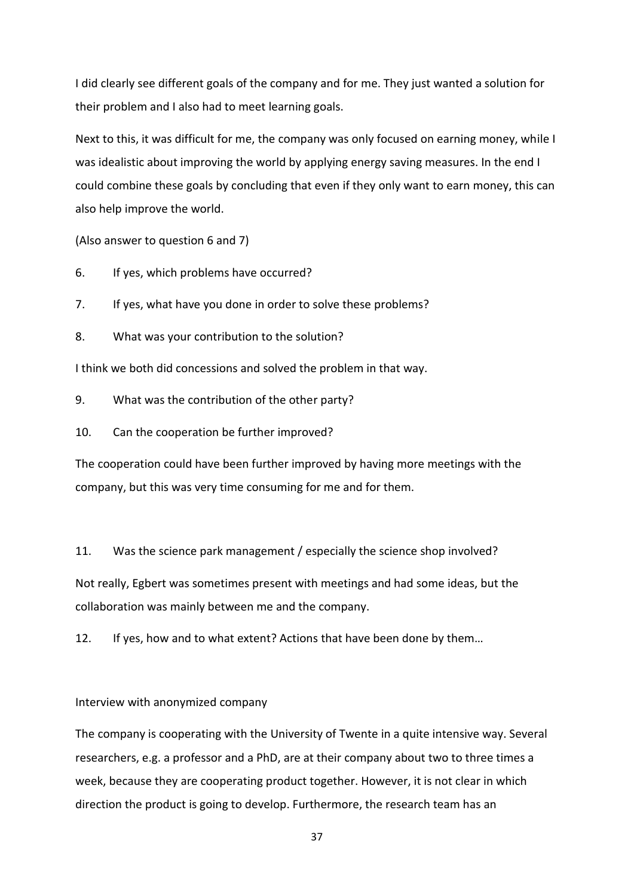I did clearly see different goals of the company and for me. They just wanted a solution for their problem and I also had to meet learning goals.

Next to this, it was difficult for me, the company was only focused on earning money, while I was idealistic about improving the world by applying energy saving measures. In the end I could combine these goals by concluding that even if they only want to earn money, this can also help improve the world.

(Also answer to question 6 and 7)

6. If yes, which problems have occurred?

7. If yes, what have you done in order to solve these problems?

8. What was your contribution to the solution?

I think we both did concessions and solved the problem in that way.

9. What was the contribution of the other party?

10. Can the cooperation be further improved?

The cooperation could have been further improved by having more meetings with the company, but this was very time consuming for me and for them.

11. Was the science park management / especially the science shop involved?

Not really, Egbert was sometimes present with meetings and had some ideas, but the collaboration was mainly between me and the company.

12. If yes, how and to what extent? Actions that have been done by them…

Interview with anonymized company

The company is cooperating with the University of Twente in a quite intensive way. Several researchers, e.g. a professor and a PhD, are at their company about two to three times a week, because they are cooperating product together. However, it is not clear in which direction the product is going to develop. Furthermore, the research team has an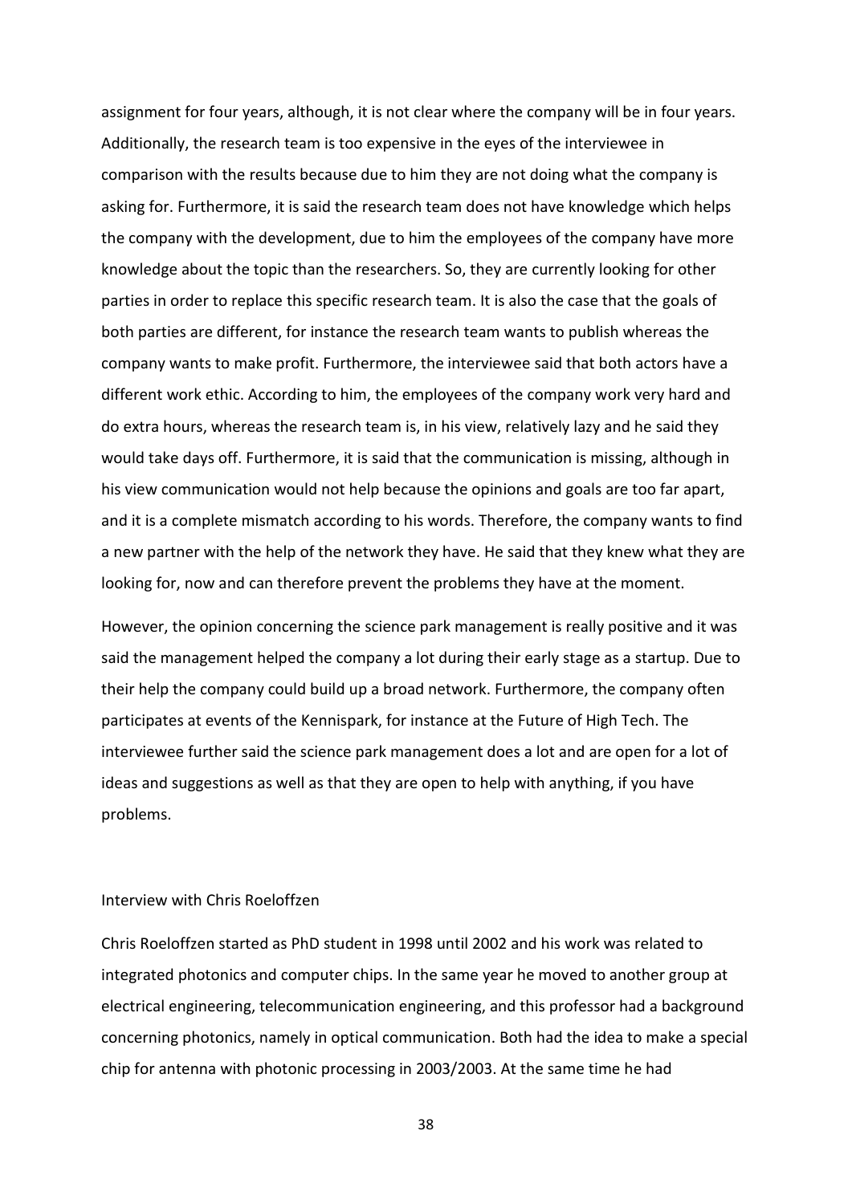assignment for four years, although, it is not clear where the company will be in four years. Additionally, the research team is too expensive in the eyes of the interviewee in comparison with the results because due to him they are not doing what the company is asking for. Furthermore, it is said the research team does not have knowledge which helps the company with the development, due to him the employees of the company have more knowledge about the topic than the researchers. So, they are currently looking for other parties in order to replace this specific research team. It is also the case that the goals of both parties are different, for instance the research team wants to publish whereas the company wants to make profit. Furthermore, the interviewee said that both actors have a different work ethic. According to him, the employees of the company work very hard and do extra hours, whereas the research team is, in his view, relatively lazy and he said they would take days off. Furthermore, it is said that the communication is missing, although in his view communication would not help because the opinions and goals are too far apart, and it is a complete mismatch according to his words. Therefore, the company wants to find a new partner with the help of the network they have. He said that they knew what they are looking for, now and can therefore prevent the problems they have at the moment.

However, the opinion concerning the science park management is really positive and it was said the management helped the company a lot during their early stage as a startup. Due to their help the company could build up a broad network. Furthermore, the company often participates at events of the Kennispark, for instance at the Future of High Tech. The interviewee further said the science park management does a lot and are open for a lot of ideas and suggestions as well as that they are open to help with anything, if you have problems.

Interview with Chris Roeloffzen

Chris Roeloffzen started as PhD student in 1998 until 2002 and his work was related to integrated photonics and computer chips. In the same year he moved to another group at electrical engineering, telecommunication engineering, and this professor had a background concerning photonics, namely in optical communication. Both had the idea to make a special chip for antenna with photonic processing in 2003/2003. At the same time he had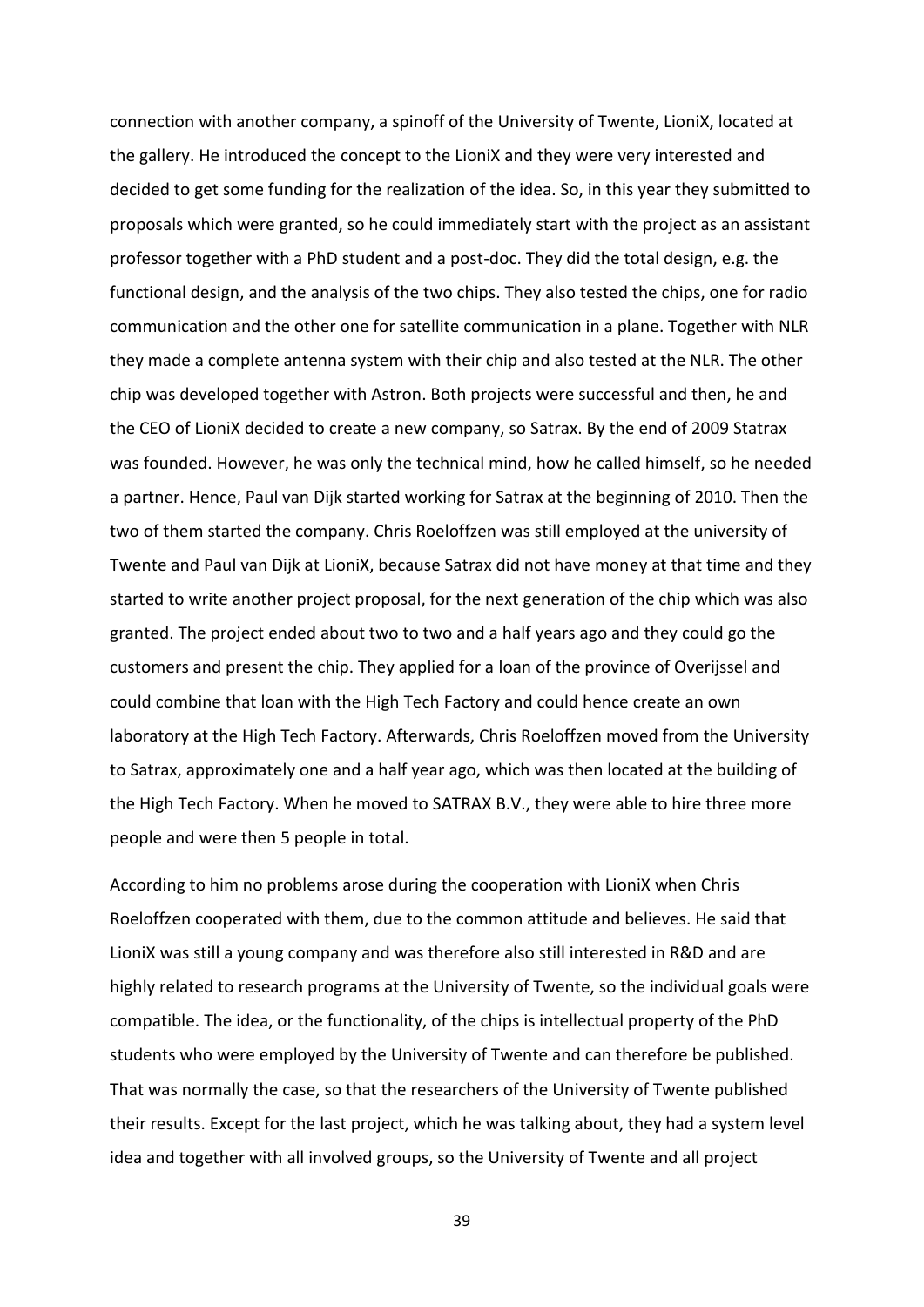connection with another company, a spinoff of the University of Twente, LioniX, located at the gallery. He introduced the concept to the LioniX and they were very interested and decided to get some funding for the realization of the idea. So, in this year they submitted to proposals which were granted, so he could immediately start with the project as an assistant professor together with a PhD student and a post-doc. They did the total design, e.g. the functional design, and the analysis of the two chips. They also tested the chips, one for radio communication and the other one for satellite communication in a plane. Together with NLR they made a complete antenna system with their chip and also tested at the NLR. The other chip was developed together with Astron. Both projects were successful and then, he and the CEO of LioniX decided to create a new company, so Satrax. By the end of 2009 Statrax was founded. However, he was only the technical mind, how he called himself, so he needed a partner. Hence, Paul van Dijk started working for Satrax at the beginning of 2010. Then the two of them started the company. Chris Roeloffzen was still employed at the university of Twente and Paul van Dijk at LioniX, because Satrax did not have money at that time and they started to write another project proposal, for the next generation of the chip which was also granted. The project ended about two to two and a half years ago and they could go the customers and present the chip. They applied for a loan of the province of Overijssel and could combine that loan with the High Tech Factory and could hence create an own laboratory at the High Tech Factory. Afterwards, Chris Roeloffzen moved from the University to Satrax, approximately one and a half year ago, which was then located at the building of the High Tech Factory. When he moved to SATRAX B.V., they were able to hire three more people and were then 5 people in total.

According to him no problems arose during the cooperation with LioniX when Chris Roeloffzen cooperated with them, due to the common attitude and believes. He said that LioniX was still a young company and was therefore also still interested in R&D and are highly related to research programs at the University of Twente, so the individual goals were compatible. The idea, or the functionality, of the chips is intellectual property of the PhD students who were employed by the University of Twente and can therefore be published. That was normally the case, so that the researchers of the University of Twente published their results. Except for the last project, which he was talking about, they had a system level idea and together with all involved groups, so the University of Twente and all project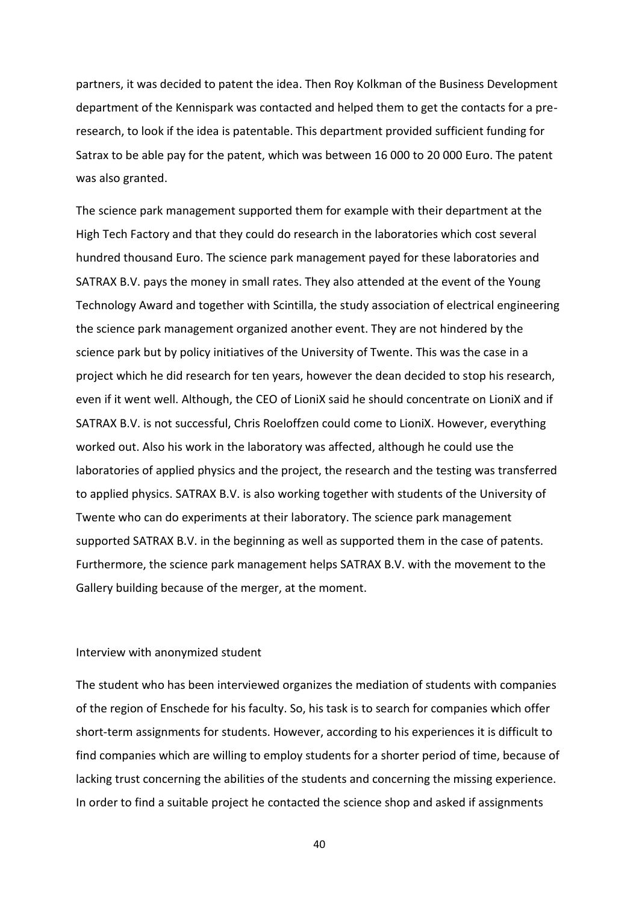partners, it was decided to patent the idea. Then Roy Kolkman of the Business Development department of the Kennispark was contacted and helped them to get the contacts for a pre-research, to look if the idea is patentable. This department provided sufficient funding for Satrax to be able pay for the patent, which was between 16 000 to 20 000 Euro. The patent was also granted.

The science park management supported them for example with their department at the High Tech Factory and that they could do research in the laboratories which cost several hundred thousand Euro. The science park management payed for these laboratories and SATRAX B.V. pays the money in small rates. They also attended at the event of the Young Technology Award and together with Scintilla, the study association of electrical engineering the science park management organized another event. They are not hindered by the science park but by policy initiatives of the University of Twente. This was the case in a project which he did research for ten years, however the dean decided to stop his research, even if it went well. Although, the CEO of LioniX said he should concentrate on LioniX and if SATRAX B.V. is not successful, Chris Roeloffzen could come to LioniX. However, everything worked out. Also his work in the laboratory was affected, although he could use the laboratories of applied physics and the project, the research and the testing was transferred to applied physics. SATRAX B.V. is also working together with students of the University of Twente who can do experiments at their laboratory. The science park management supported SATRAX B.V. in the beginning as well as supported them in the case of patents. Furthermore, the science park management helps SATRAX B.V. with the movement to the Gallery building because of the merger, at the moment.

Interview with anonymized student

The student who has been interviewed organizes the mediation of students with companies of the region of Enschede for his faculty. So, his task is to search for companies which offer short-term assignments for students. However, according to his experiences it is difficult to find companies which are willing to employ students for a shorter period of time, because of lacking trust concerning the abilities of the students and concerning the missing experience. In order to find a suitable project he contacted the science shop and asked if assignments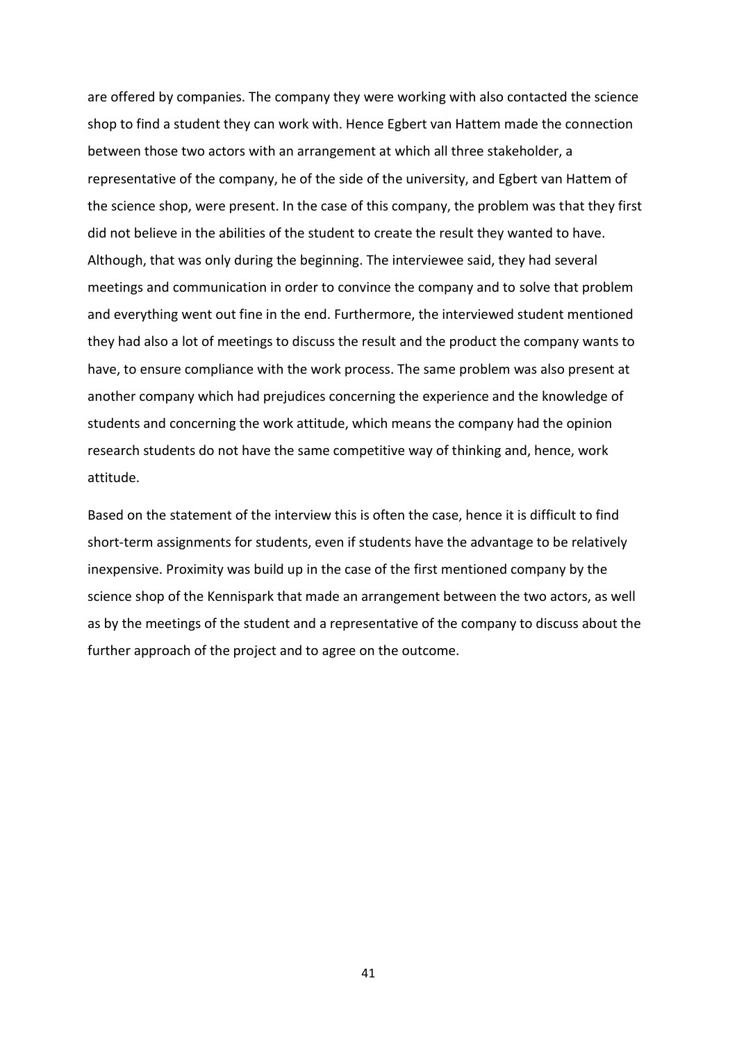are offered by companies. The company they were working with also contacted the science shop to find a student they can work with. Hence Egbert van Hattem made the connection between those two actors with an arrangement at which all three stakeholder, a representative of the company, he of the side of the university, and Egbert van Hattem of the science shop, were present. In the case of this company, the problem was that they first did not believe in the abilities of the student to create the result they wanted to have. Although, that was only during the beginning. The interviewee said, they had several meetings and communication in order to convince the company and to solve that problem and everything went out fine in the end. Furthermore, the interviewed student mentioned they had also a lot of meetings to discuss the result and the product the company wants to have, to ensure compliance with the work process. The same problem was also present at another company which had prejudices concerning the experience and the knowledge of students and concerning the work attitude, which means the company had the opinion research students do not have the same competitive way of thinking and, hence, work attitude.

Based on the statement of the interview this is often the case, hence it is difficult to find short-term assignments for students, even if students have the advantage to be relatively inexpensive. Proximity was build up in the case of the first mentioned company by the science shop of the Kennispark that made an arrangement between the two actors, as well as by the meetings of the student and a representative of the company to discuss about the further approach of the project and to agree on the outcome.